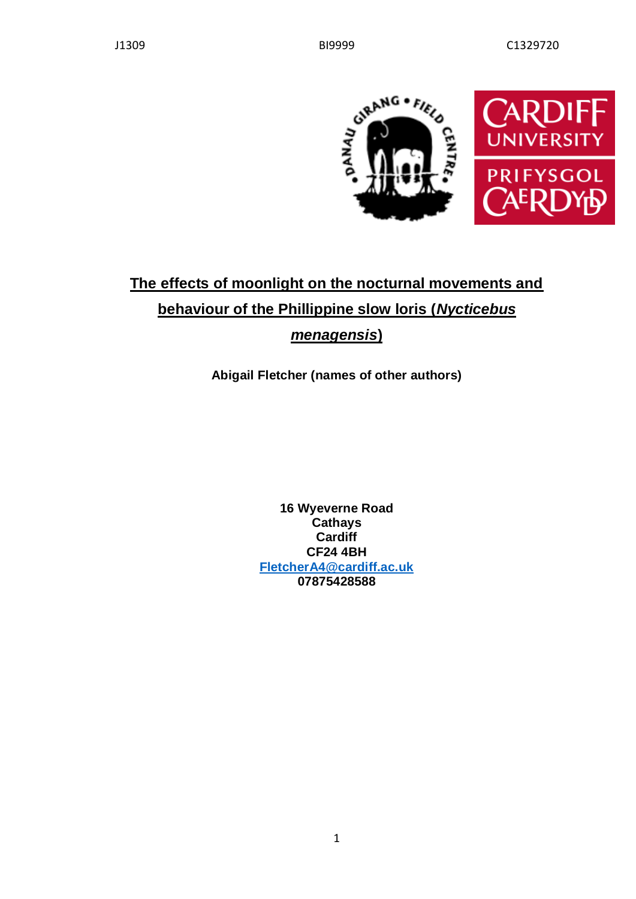J1309 BI9999 C1329720

# The effects of moonlight on the nocturnal movements and behaviour of the Phillippine slow loris (*Nycticebus menagensis*)

**Abigail Fletcher (names of other authors)**

**16 Wyeverne Road**
**Cathays**
**Cardiff**
**CF24 4BH**
**FletcherA4@cardiff.ac.uk**
**07875428588**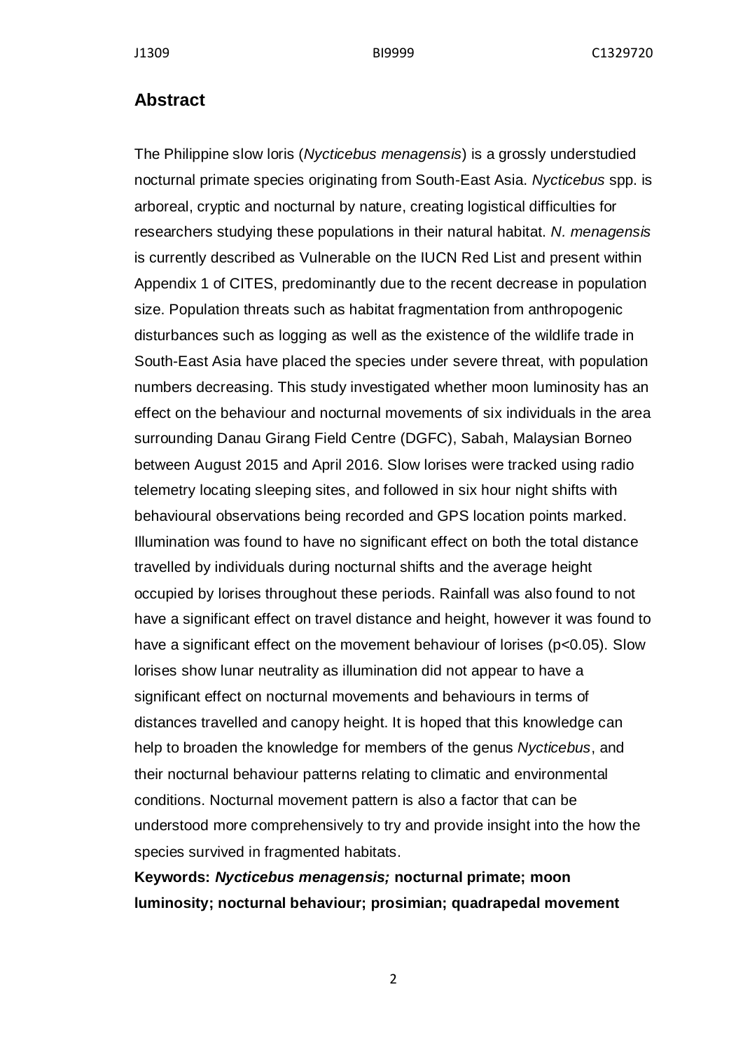## Abstract

The Philippine slow loris (*Nycticebus menagensis*) is a grossly understudied nocturnal primate species originating from South-East Asia. *Nycticebus* spp. is arboreal, cryptic and nocturnal by nature, creating logistical difficulties for researchers studying these populations in their natural habitat. *N. menagensis* is currently described as Vulnerable on the IUCN Red List and present within Appendix 1 of CITES, predominantly due to the recent decrease in population size. Population threats such as habitat fragmentation from anthropogenic disturbances such as logging as well as the existence of the wildlife trade in South-East Asia have placed the species under severe threat, with population numbers decreasing. This study investigated whether moon luminosity has an effect on the behaviour and nocturnal movements of six individuals in the area surrounding Danau Girang Field Centre (DGFC), Sabah, Malaysian Borneo between August 2015 and April 2016. Slow lorises were tracked using radio telemetry locating sleeping sites, and followed in six hour night shifts with behavioural observations being recorded and GPS location points marked. Illumination was found to have no significant effect on both the total distance travelled by individuals during nocturnal shifts and the average height occupied by lorises throughout these periods. Rainfall was also found to not have a significant effect on travel distance and height, however it was found to have a significant effect on the movement behaviour of lorises ($p<0.05$). Slow lorises show lunar neutrality as illumination did not appear to have a significant effect on nocturnal movements and behaviours in terms of distances travelled and canopy height. It is hoped that this knowledge can help to broaden the knowledge for members of the genus *Nycticebus*, and their nocturnal behaviour patterns relating to climatic and environmental conditions. Nocturnal movement pattern is also a factor that can be understood more comprehensively to try and provide insight into the how the species survived in fragmented habitats.

**Keywords: *Nycticebus menagensis;* nocturnal primate; moon luminosity; nocturnal behaviour; prosimian; quadrapedal movement**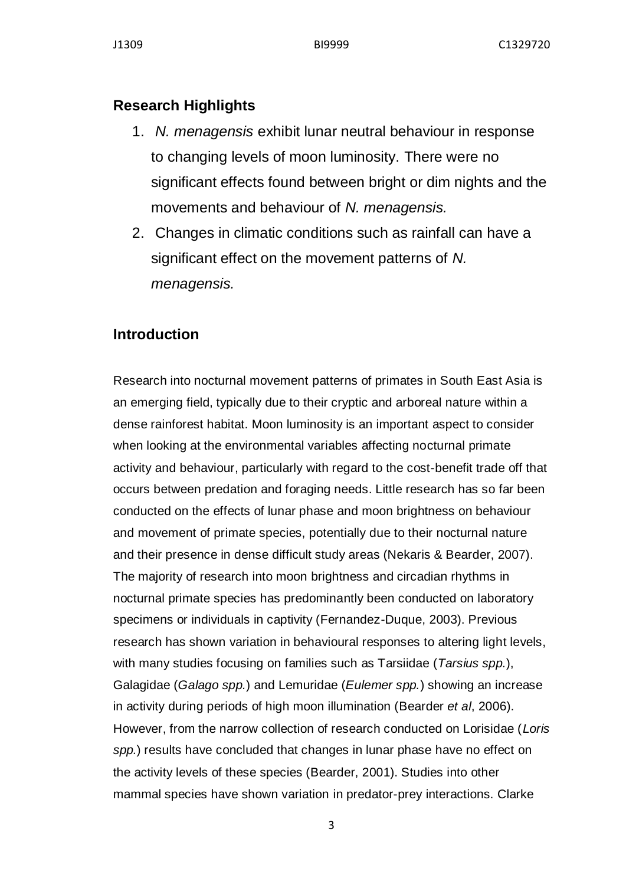## Research Highlights

1. *N. menagensis* exhibit lunar neutral behaviour in response to changing levels of moon luminosity. There were no significant effects found between bright or dim nights and the movements and behaviour of *N. menagensis.*
2. Changes in climatic conditions such as rainfall can have a significant effect on the movement patterns of *N. menagensis.*

## Introduction

Research into nocturnal movement patterns of primates in South East Asia is an emerging field, typically due to their cryptic and arboreal nature within a dense rainforest habitat. Moon luminosity is an important aspect to consider when looking at the environmental variables affecting nocturnal primate activity and behaviour, particularly with regard to the cost-benefit trade off that occurs between predation and foraging needs. Little research has so far been conducted on the effects of lunar phase and moon brightness on behaviour and movement of primate species, potentially due to their nocturnal nature and their presence in dense difficult study areas (Nekaris & Bearder, 2007). The majority of research into moon brightness and circadian rhythms in nocturnal primate species has predominantly been conducted on laboratory specimens or individuals in captivity (Fernandez-Duque, 2003). Previous research has shown variation in behavioural responses to altering light levels, with many studies focusing on families such as Tarsiidae (*Tarsius spp.*), Galagidae (*Galago spp.*) and Lemuridae (*Eulemer spp.*) showing an increase in activity during periods of high moon illumination (Bearder *et al*, 2006). However, from the narrow collection of research conducted on Lorisidae (*Loris spp.*) results have concluded that changes in lunar phase have no effect on the activity levels of these species (Bearder, 2001). Studies into other mammal species have shown variation in predator-prey interactions. Clarke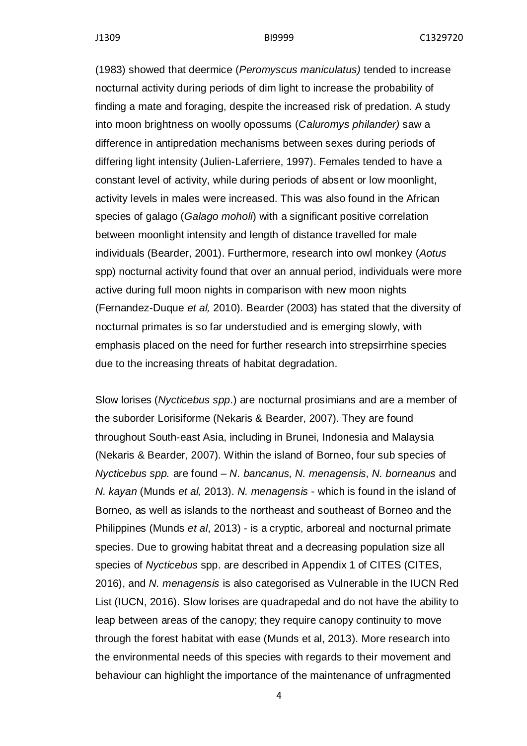(1983) showed that deermice (*Peromyscus maniculatus)* tended to increase nocturnal activity during periods of dim light to increase the probability of finding a mate and foraging, despite the increased risk of predation. A study into moon brightness on woolly opossums (*Caluromys philander)* saw a difference in antipredation mechanisms between sexes during periods of differing light intensity (Julien-Laferriere, 1997). Females tended to have a constant level of activity, while during periods of absent or low moonlight, activity levels in males were increased. This was also found in the African species of galago (*Galago moholi*) with a significant positive correlation between moonlight intensity and length of distance travelled for male individuals (Bearder, 2001). Furthermore, research into owl monkey (*Aotus* spp) nocturnal activity found that over an annual period, individuals were more active during full moon nights in comparison with new moon nights (Fernandez-Duque *et al,* 2010). Bearder (2003) has stated that the diversity of nocturnal primates is so far understudied and is emerging slowly, with emphasis placed on the need for further research into strepsirrhine species due to the increasing threats of habitat degradation.

Slow lorises (*Nycticebus spp*.) are nocturnal prosimians and are a member of the suborder Lorisiforme (Nekaris & Bearder, 2007). They are found throughout South-east Asia, including in Brunei, Indonesia and Malaysia (Nekaris & Bearder, 2007). Within the island of Borneo, four sub species of *Nycticebus spp.* are found – *N. bancanus, N. menagensis, N. borneanus* and *N. kayan* (Munds *et al,* 2013). *N. menagensis* - which is found in the island of Borneo, as well as islands to the northeast and southeast of Borneo and the Philippines (Munds *et al*, 2013) - is a cryptic, arboreal and nocturnal primate species. Due to growing habitat threat and a decreasing population size all species of *Nycticebus* spp. are described in Appendix 1 of CITES (CITES, 2016), and *N. menagensis* is also categorised as Vulnerable in the IUCN Red List (IUCN, 2016). Slow lorises are quadrapedal and do not have the ability to leap between areas of the canopy; they require canopy continuity to move through the forest habitat with ease (Munds et al, 2013). More research into the environmental needs of this species with regards to their movement and behaviour can highlight the importance of the maintenance of unfragmented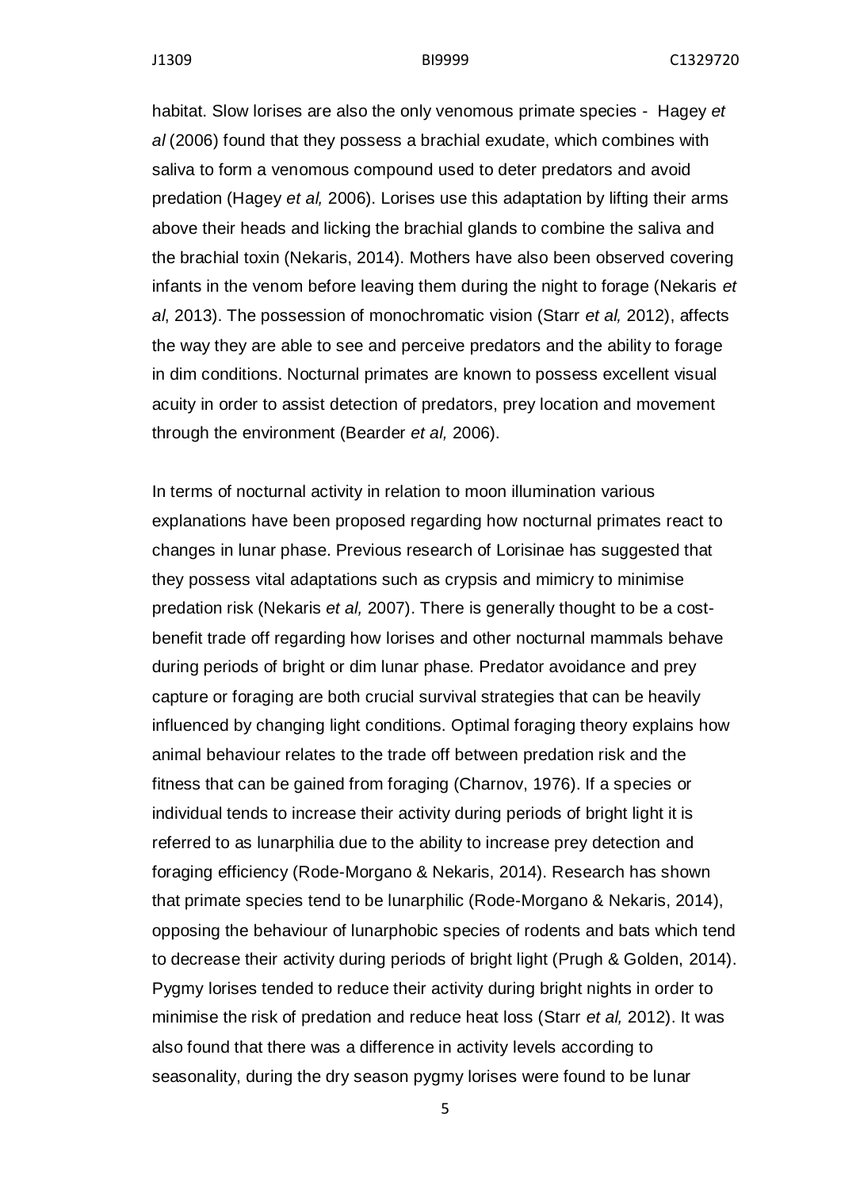habitat. Slow lorises are also the only venomous primate species - Hagey *et al* (2006) found that they possess a brachial exudate, which combines with saliva to form a venomous compound used to deter predators and avoid predation (Hagey *et al,* 2006). Lorises use this adaptation by lifting their arms above their heads and licking the brachial glands to combine the saliva and the brachial toxin (Nekaris, 2014). Mothers have also been observed covering infants in the venom before leaving them during the night to forage (Nekaris *et al*, 2013). The possession of monochromatic vision (Starr *et al,* 2012), affects the way they are able to see and perceive predators and the ability to forage in dim conditions. Nocturnal primates are known to possess excellent visual acuity in order to assist detection of predators, prey location and movement through the environment (Bearder *et al,* 2006).

In terms of nocturnal activity in relation to moon illumination various explanations have been proposed regarding how nocturnal primates react to changes in lunar phase. Previous research of Lorisinae has suggested that they possess vital adaptations such as crypsis and mimicry to minimise predation risk (Nekaris *et al,* 2007). There is generally thought to be a cost-benefit trade off regarding how lorises and other nocturnal mammals behave during periods of bright or dim lunar phase. Predator avoidance and prey capture or foraging are both crucial survival strategies that can be heavily influenced by changing light conditions. Optimal foraging theory explains how animal behaviour relates to the trade off between predation risk and the fitness that can be gained from foraging (Charnov, 1976). If a species or individual tends to increase their activity during periods of bright light it is referred to as lunarphilia due to the ability to increase prey detection and foraging efficiency (Rode-Morgano & Nekaris, 2014). Research has shown that primate species tend to be lunarphilic (Rode-Morgano & Nekaris, 2014), opposing the behaviour of lunarphobic species of rodents and bats which tend to decrease their activity during periods of bright light (Prugh & Golden, 2014). Pygmy lorises tended to reduce their activity during bright nights in order to minimise the risk of predation and reduce heat loss (Starr *et al,* 2012). It was also found that there was a difference in activity levels according to seasonality, during the dry season pygmy lorises were found to be lunar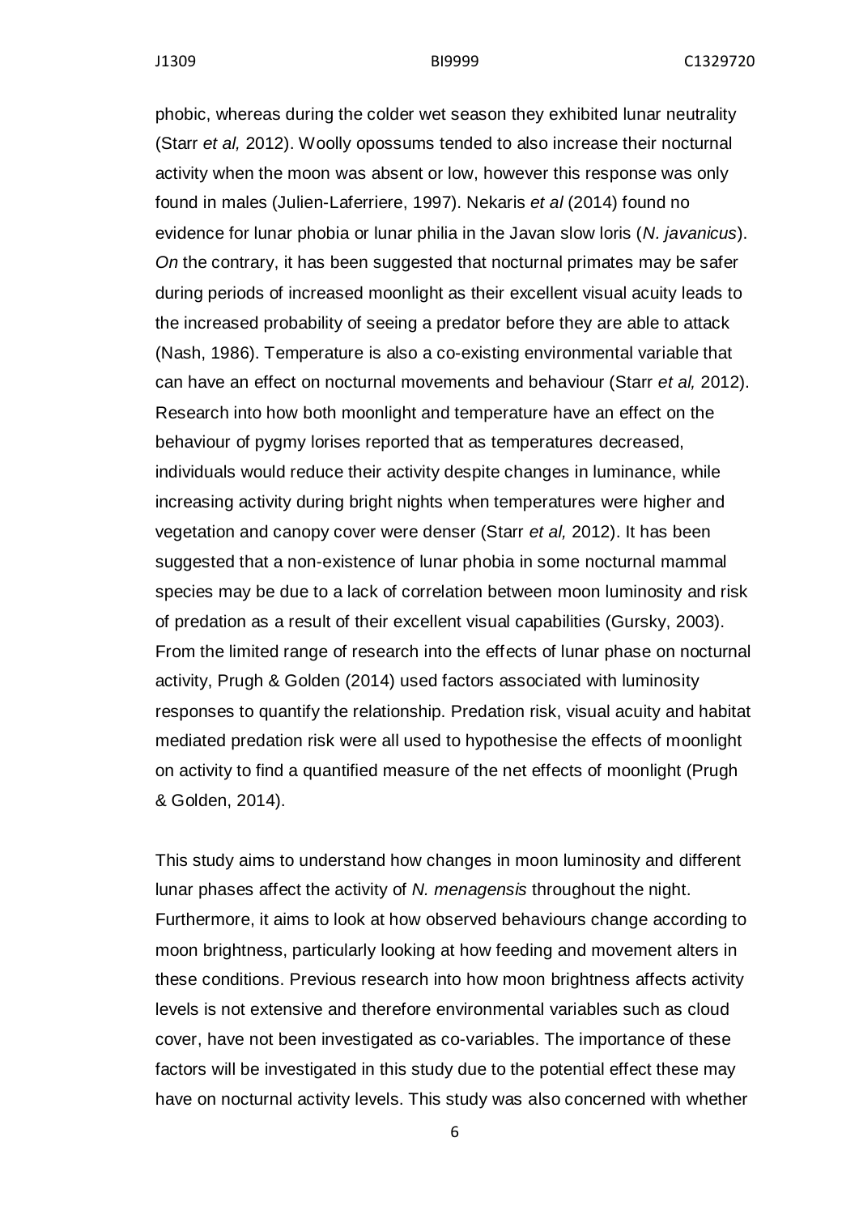phobic, whereas during the colder wet season they exhibited lunar neutrality (Starr *et al,* 2012). Woolly opossums tended to also increase their nocturnal activity when the moon was absent or low, however this response was only found in males (Julien-Laferriere, 1997). Nekaris *et al* (2014) found no evidence for lunar phobia or lunar philia in the Javan slow loris (*N. javanicus*). *On* the contrary, it has been suggested that nocturnal primates may be safer during periods of increased moonlight as their excellent visual acuity leads to the increased probability of seeing a predator before they are able to attack (Nash, 1986). Temperature is also a co-existing environmental variable that can have an effect on nocturnal movements and behaviour (Starr *et al,* 2012). Research into how both moonlight and temperature have an effect on the behaviour of pygmy lorises reported that as temperatures decreased, individuals would reduce their activity despite changes in luminance, while increasing activity during bright nights when temperatures were higher and vegetation and canopy cover were denser (Starr *et al,* 2012). It has been suggested that a non-existence of lunar phobia in some nocturnal mammal species may be due to a lack of correlation between moon luminosity and risk of predation as a result of their excellent visual capabilities (Gursky, 2003). From the limited range of research into the effects of lunar phase on nocturnal activity, Prugh & Golden (2014) used factors associated with luminosity responses to quantify the relationship. Predation risk, visual acuity and habitat mediated predation risk were all used to hypothesise the effects of moonlight on activity to find a quantified measure of the net effects of moonlight (Prugh & Golden, 2014).

This study aims to understand how changes in moon luminosity and different lunar phases affect the activity of *N. menagensis* throughout the night. Furthermore, it aims to look at how observed behaviours change according to moon brightness, particularly looking at how feeding and movement alters in these conditions. Previous research into how moon brightness affects activity levels is not extensive and therefore environmental variables such as cloud cover, have not been investigated as co-variables. The importance of these factors will be investigated in this study due to the potential effect these may have on nocturnal activity levels. This study was also concerned with whether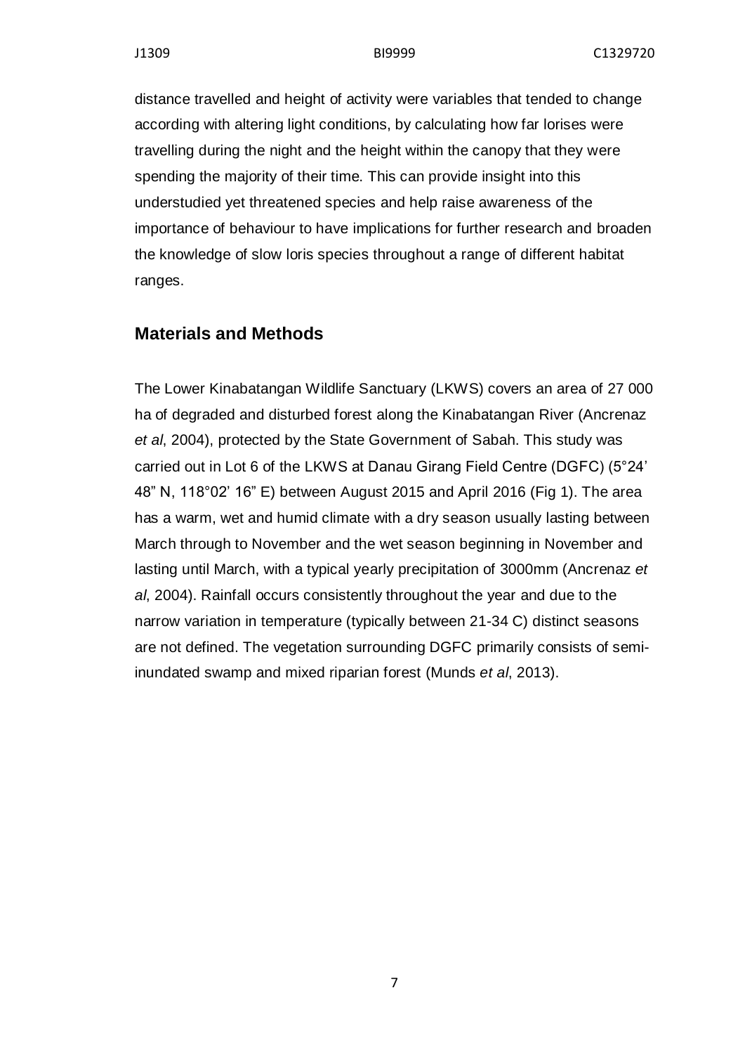distance travelled and height of activity were variables that tended to change according with altering light conditions, by calculating how far lorises were travelling during the night and the height within the canopy that they were spending the majority of their time. This can provide insight into this understudied yet threatened species and help raise awareness of the importance of behaviour to have implications for further research and broaden the knowledge of slow loris species throughout a range of different habitat ranges.

## Materials and Methods

The Lower Kinabatangan Wildlife Sanctuary (LKWS) covers an area of 27 000 ha of degraded and disturbed forest along the Kinabatangan River (Ancrenaz *et al*, 2004), protected by the State Government of Sabah. This study was carried out in Lot 6 of the LKWS at Danau Girang Field Centre (DGFC) (5°24' 48" N, 118°02' 16" E) between August 2015 and April 2016 (Fig 1). The area has a warm, wet and humid climate with a dry season usually lasting between March through to November and the wet season beginning in November and lasting until March, with a typical yearly precipitation of 3000mm (Ancrenaz *et al*, 2004). Rainfall occurs consistently throughout the year and due to the narrow variation in temperature (typically between 21-34 C) distinct seasons are not defined. The vegetation surrounding DGFC primarily consists of semi-inundated swamp and mixed riparian forest (Munds *et al*, 2013).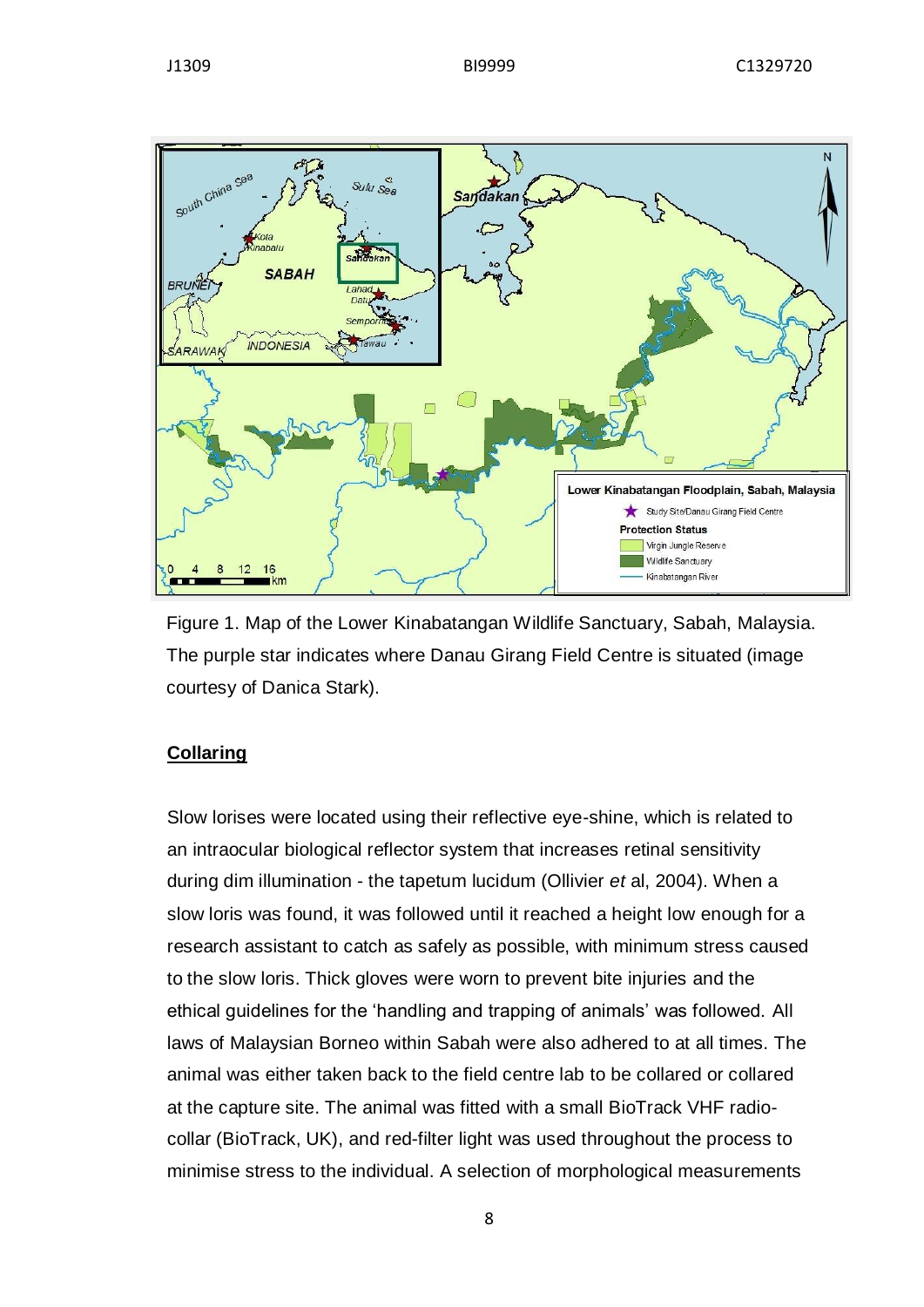Figure 1. Map of the Lower Kinabatangan Wildlife Sanctuary, Sabah, Malaysia. The purple star indicates where Danau Girang Field Centre is situated (image courtesy of Danica Stark).

## Collaring

Slow lorises were located using their reflective eye-shine, which is related to an intraocular biological reflector system that increases retinal sensitivity during dim illumination - the tapetum lucidum (Ollivier *et* al, 2004). When a slow loris was found, it was followed until it reached a height low enough for a research assistant to catch as safely as possible, with minimum stress caused to the slow loris. Thick gloves were worn to prevent bite injuries and the ethical guidelines for the 'handling and trapping of animals' was followed. All laws of Malaysian Borneo within Sabah were also adhered to at all times. The animal was either taken back to the field centre lab to be collared or collared at the capture site. The animal was fitted with a small BioTrack VHF radio-collar (BioTrack, UK), and red-filter light was used throughout the process to minimise stress to the individual. A selection of morphological measurements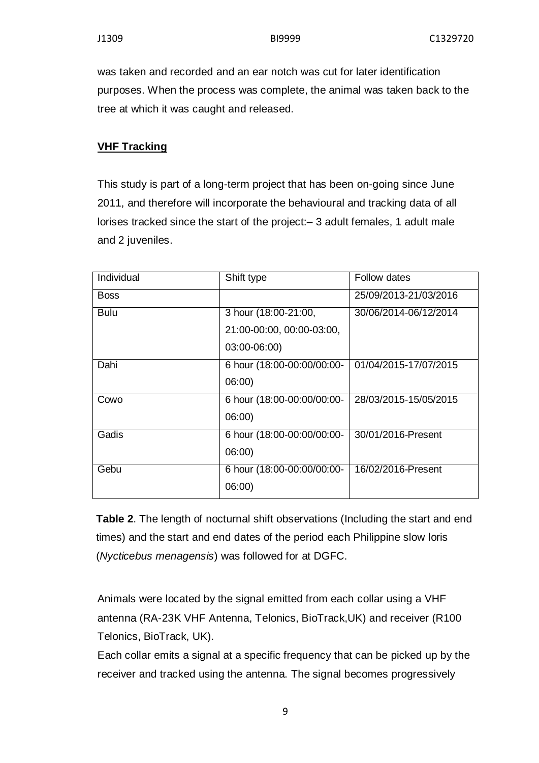was taken and recorded and an ear notch was cut for later identification purposes. When the process was complete, the animal was taken back to the tree at which it was caught and released.

**VHF Tracking**

This study is part of a long-term project that has been on-going since June 2011, and therefore will incorporate the behavioural and tracking data of all lorises tracked since the start of the project:– 3 adult females, 1 adult male and 2 juveniles.

| Individual | Shift type | Follow dates |
|---|---|---|
| Boss | | 25/09/2013-21/03/2016 |
| Bulu | 3 hour (18:00-21:00, 21:00-00:00, 00:00-03:00, 03:00-06:00) | 30/06/2014-06/12/2014 |
| Dahi | 6 hour (18:00-00:00/00:00-06:00) | 01/04/2015-17/07/2015 |
| Cowo | 6 hour (18:00-00:00/00:00-06:00) | 28/03/2015-15/05/2015 |
| Gadis | 6 hour (18:00-00:00/00:00-06:00) | 30/01/2016-Present |
| Gebu | 6 hour (18:00-00:00/00:00-06:00) | 16/02/2016-Present |

**Table 2**. The length of nocturnal shift observations (Including the start and end times) and the start and end dates of the period each Philippine slow loris (*Nycticebus menagensis*) was followed for at DGFC.

Animals were located by the signal emitted from each collar using a VHF antenna (RA-23K VHF Antenna, Telonics, BioTrack,UK) and receiver (R100 Telonics, BioTrack, UK).

Each collar emits a signal at a specific frequency that can be picked up by the receiver and tracked using the antenna. The signal becomes progressively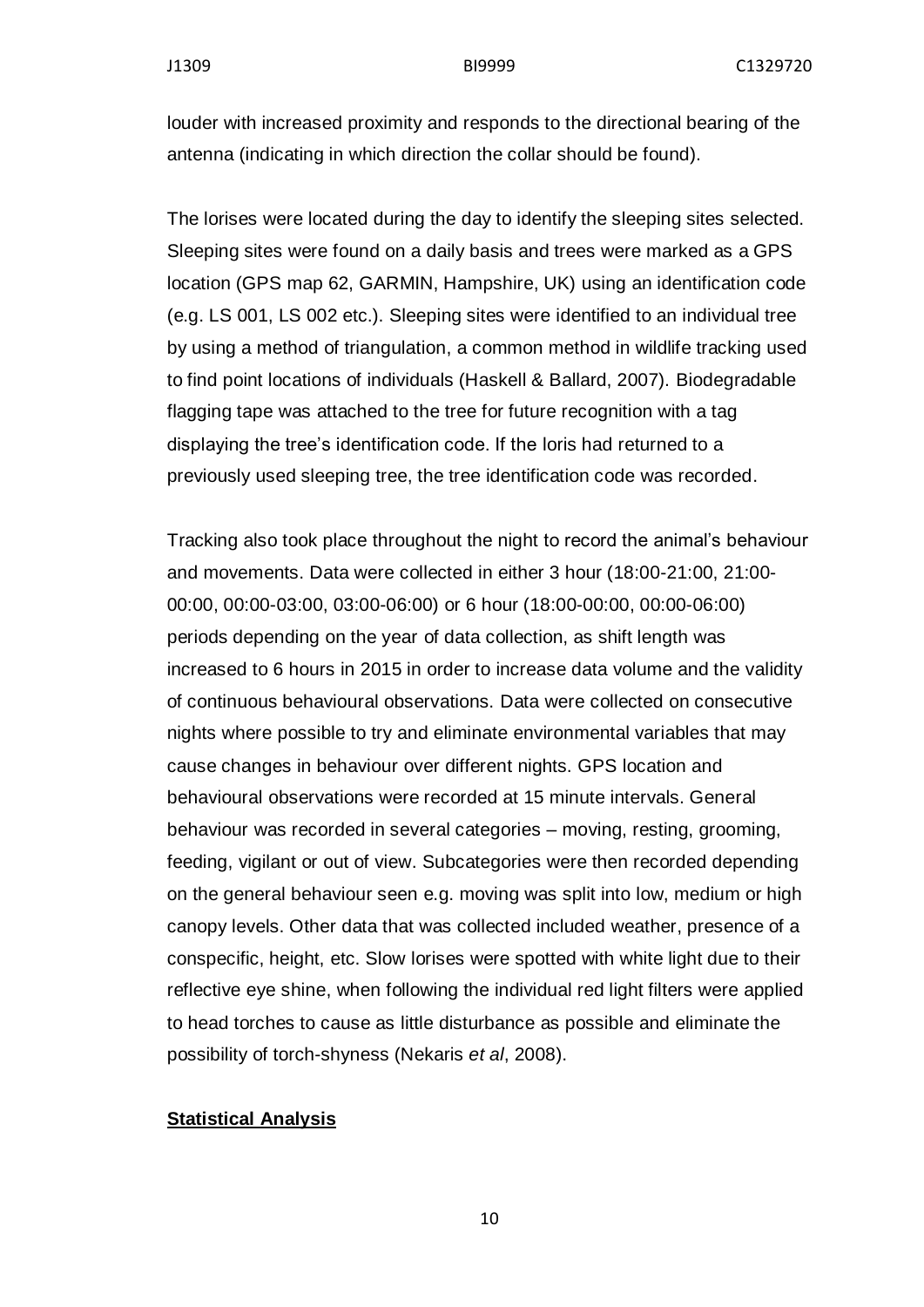louder with increased proximity and responds to the directional bearing of the antenna (indicating in which direction the collar should be found).

The lorises were located during the day to identify the sleeping sites selected. Sleeping sites were found on a daily basis and trees were marked as a GPS location (GPS map 62, GARMIN, Hampshire, UK) using an identification code (e.g. LS 001, LS 002 etc.). Sleeping sites were identified to an individual tree by using a method of triangulation, a common method in wildlife tracking used to find point locations of individuals (Haskell & Ballard, 2007). Biodegradable flagging tape was attached to the tree for future recognition with a tag displaying the tree's identification code. If the loris had returned to a previously used sleeping tree, the tree identification code was recorded.

Tracking also took place throughout the night to record the animal's behaviour and movements. Data were collected in either 3 hour (18:00-21:00, 21:00-00:00, 00:00-03:00, 03:00-06:00) or 6 hour (18:00-00:00, 00:00-06:00) periods depending on the year of data collection, as shift length was increased to 6 hours in 2015 in order to increase data volume and the validity of continuous behavioural observations. Data were collected on consecutive nights where possible to try and eliminate environmental variables that may cause changes in behaviour over different nights. GPS location and behavioural observations were recorded at 15 minute intervals. General behaviour was recorded in several categories – moving, resting, grooming, feeding, vigilant or out of view. Subcategories were then recorded depending on the general behaviour seen e.g. moving was split into low, medium or high canopy levels. Other data that was collected included weather, presence of a conspecific, height, etc. Slow lorises were spotted with white light due to their reflective eye shine, when following the individual red light filters were applied to head torches to cause as little disturbance as possible and eliminate the possibility of torch-shyness (Nekaris *et al*, 2008).

**Statistical Analysis**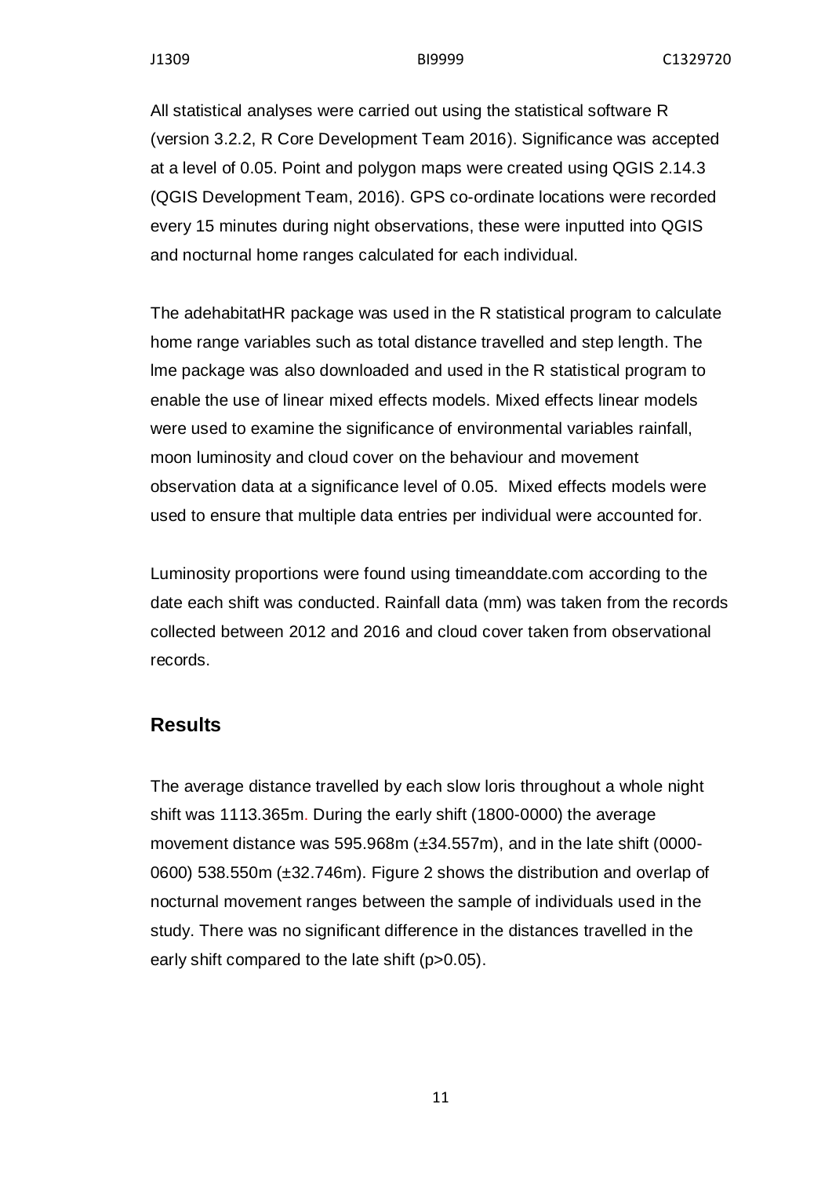All statistical analyses were carried out using the statistical software R (version 3.2.2, R Core Development Team 2016). Significance was accepted at a level of 0.05. Point and polygon maps were created using QGIS 2.14.3 (QGIS Development Team, 2016). GPS co-ordinate locations were recorded every 15 minutes during night observations, these were inputted into QGIS and nocturnal home ranges calculated for each individual.

The adehabitatHR package was used in the R statistical program to calculate home range variables such as total distance travelled and step length. The lme package was also downloaded and used in the R statistical program to enable the use of linear mixed effects models. Mixed effects linear models were used to examine the significance of environmental variables rainfall, moon luminosity and cloud cover on the behaviour and movement observation data at a significance level of 0.05. Mixed effects models were used to ensure that multiple data entries per individual were accounted for.

Luminosity proportions were found using timeanddate.com according to the date each shift was conducted. Rainfall data (mm) was taken from the records collected between 2012 and 2016 and cloud cover taken from observational records.

## Results

The average distance travelled by each slow loris throughout a whole night shift was 1113.365m. During the early shift (1800-0000) the average movement distance was 595.968m (±34.557m), and in the late shift (0000-0600) 538.550m (±32.746m). Figure 2 shows the distribution and overlap of nocturnal movement ranges between the sample of individuals used in the study. There was no significant difference in the distances travelled in the early shift compared to the late shift ($p > 0.05$).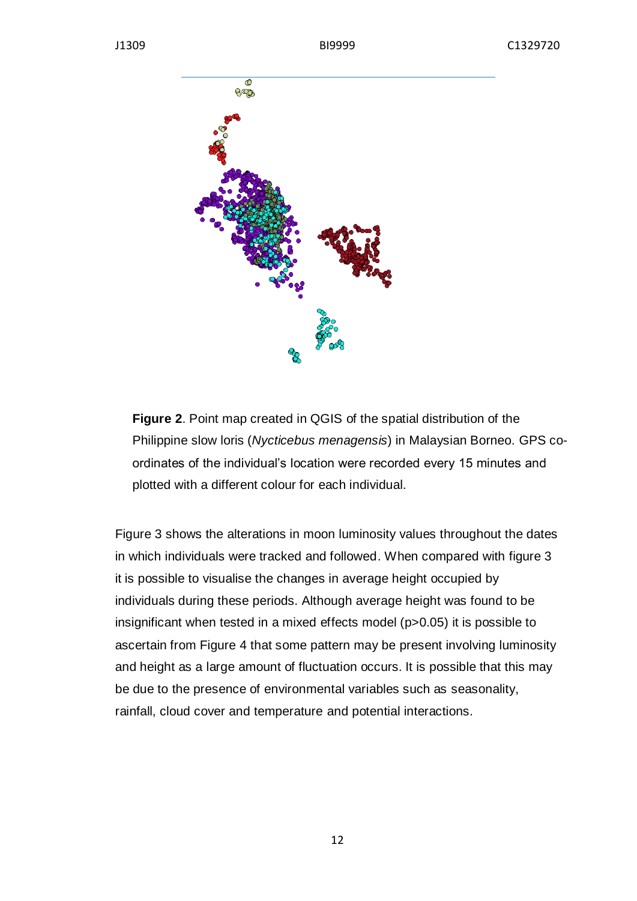**Figure 2**. Point map created in QGIS of the spatial distribution of the Philippine slow loris (*Nycticebus menagensis*) in Malaysian Borneo. GPS co-ordinates of the individual's location were recorded every 15 minutes and plotted with a different colour for each individual.

Figure 3 shows the alterations in moon luminosity values throughout the dates in which individuals were tracked and followed. When compared with figure 3 it is possible to visualise the changes in average height occupied by individuals during these periods. Although average height was found to be insignificant when tested in a mixed effects model ($p>0.05$) it is possible to ascertain from Figure 4 that some pattern may be present involving luminosity and height as a large amount of fluctuation occurs. It is possible that this may be due to the presence of environmental variables such as seasonality, rainfall, cloud cover and temperature and potential interactions.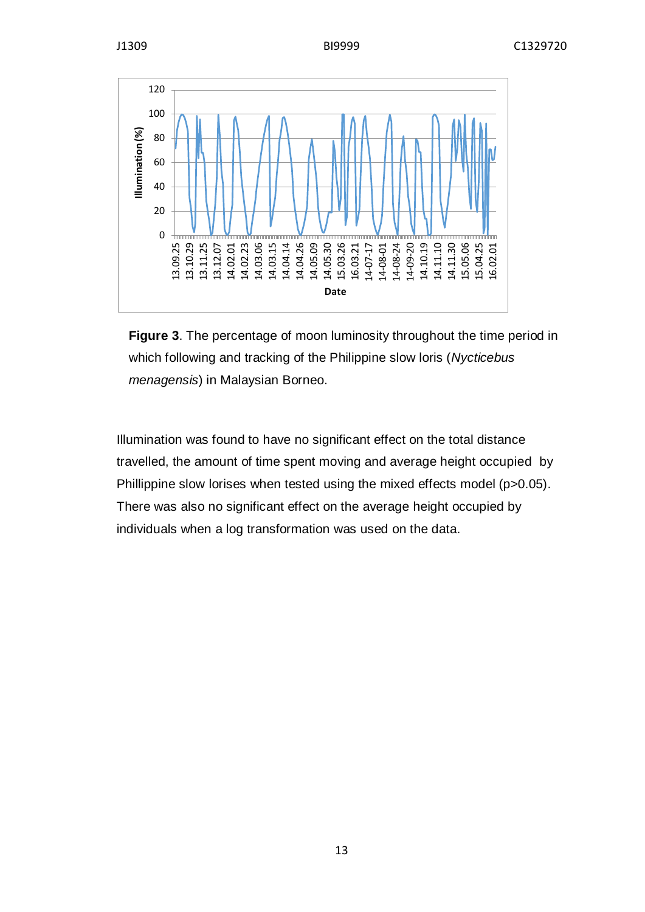**Figure 3**. The percentage of moon luminosity throughout the time period in which following and tracking of the Philippine slow loris (*Nycticebus menagensis*) in Malaysian Borneo.

Illumination was found to have no significant effect on the total distance travelled, the amount of time spent moving and average height occupied by Phillippine slow lorises when tested using the mixed effects model ($p>0.05$). There was also no significant effect on the average height occupied by individuals when a log transformation was used on the data.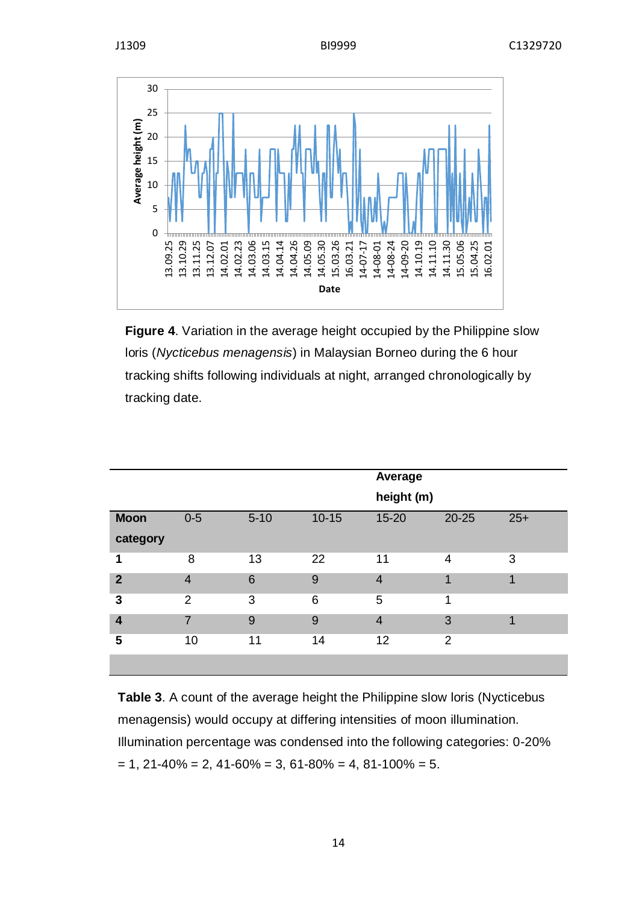**Figure 4**. Variation in the average height occupied by the Philippine slow loris (*Nycticebus menagensis*) in Malaysian Borneo during the 6 hour tracking shifts following individuals at night, arranged chronologically by tracking date.

| | | | | Average height (m) | | |
|---|---|---|---|---|---|---|
| **Moon category** | 0-5 | 5-10 | 10-15 | 15-20 | 20-25 | 25+ |
| **1** | 8 | 13 | 22 | 11 | 4 | 3 |
| **2** | 4 | 6 | 9 | 4 | 1 | 1 |
| **3** | 2 | 3 | 6 | 5 | 1 | |
| **4** | 7 | 9 | 9 | 4 | 3 | 1 |
| **5** | 10 | 11 | 14 | 12 | 2 | |

**Table 3**. A count of the average height the Philippine slow loris (Nycticebus menagensis) would occupy at differing intensities of moon illumination. Illumination percentage was condensed into the following categories: 0-20% = 1, 21-40% = 2, 41-60% = 3, 61-80% = 4, 81-100% = 5.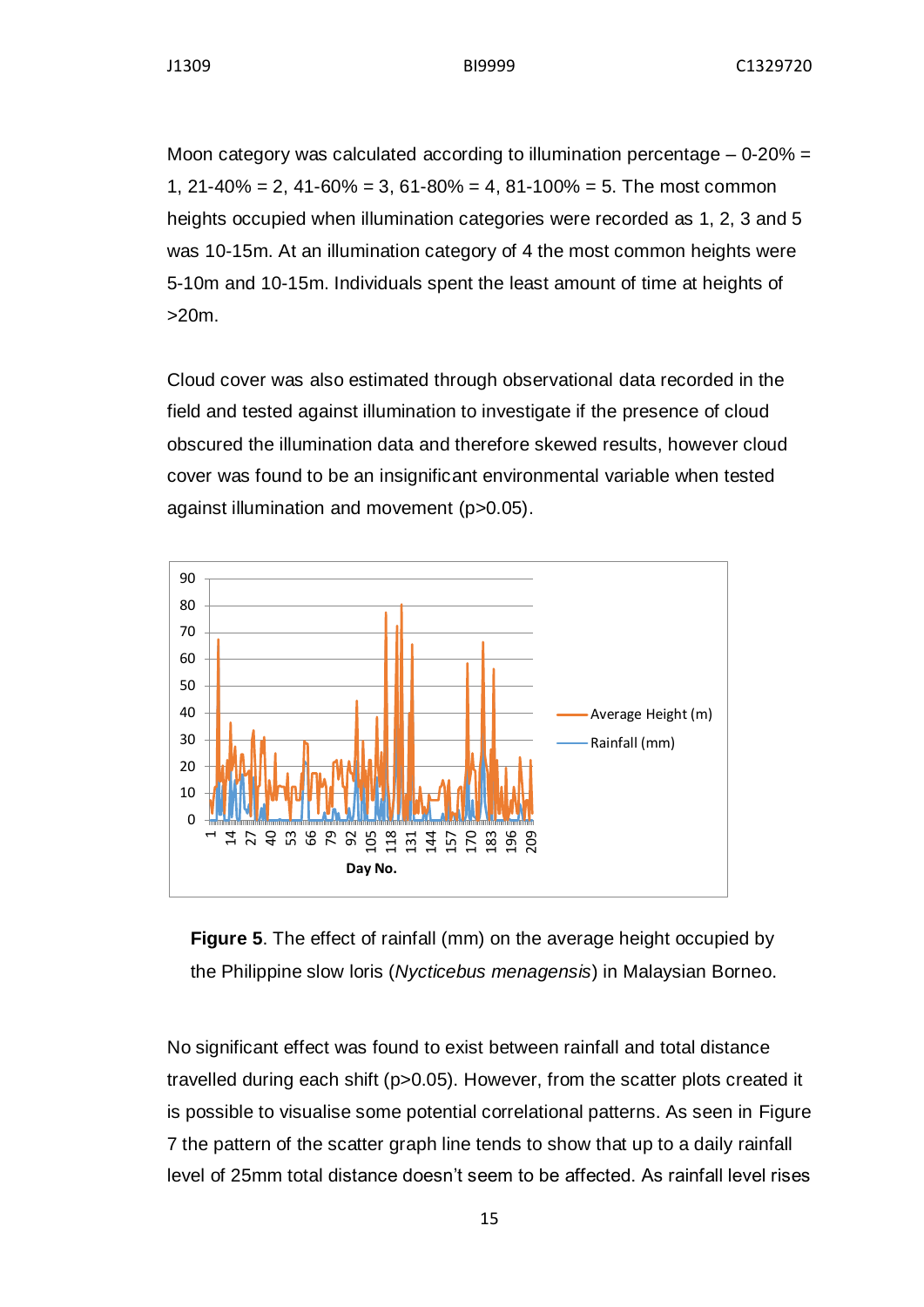Moon category was calculated according to illumination percentage – 0-20% = 1, 21-40% = 2, 41-60% = 3, 61-80% = 4, 81-100% = 5. The most common heights occupied when illumination categories were recorded as 1, 2, 3 and 5 was 10-15m. At an illumination category of 4 the most common heights were 5-10m and 10-15m. Individuals spent the least amount of time at heights of >20m.

Cloud cover was also estimated through observational data recorded in the field and tested against illumination to investigate if the presence of cloud obscured the illumination data and therefore skewed results, however cloud cover was found to be an insignificant environmental variable when tested against illumination and movement ($p>0.05$).

**Figure 5**. The effect of rainfall (mm) on the average height occupied by the Philippine slow loris (*Nycticebus menagensis*) in Malaysian Borneo.

No significant effect was found to exist between rainfall and total distance travelled during each shift ($p>0.05$). However, from the scatter plots created it is possible to visualise some potential correlational patterns. As seen in Figure 7 the pattern of the scatter graph line tends to show that up to a daily rainfall level of 25mm total distance doesn't seem to be affected. As rainfall level rises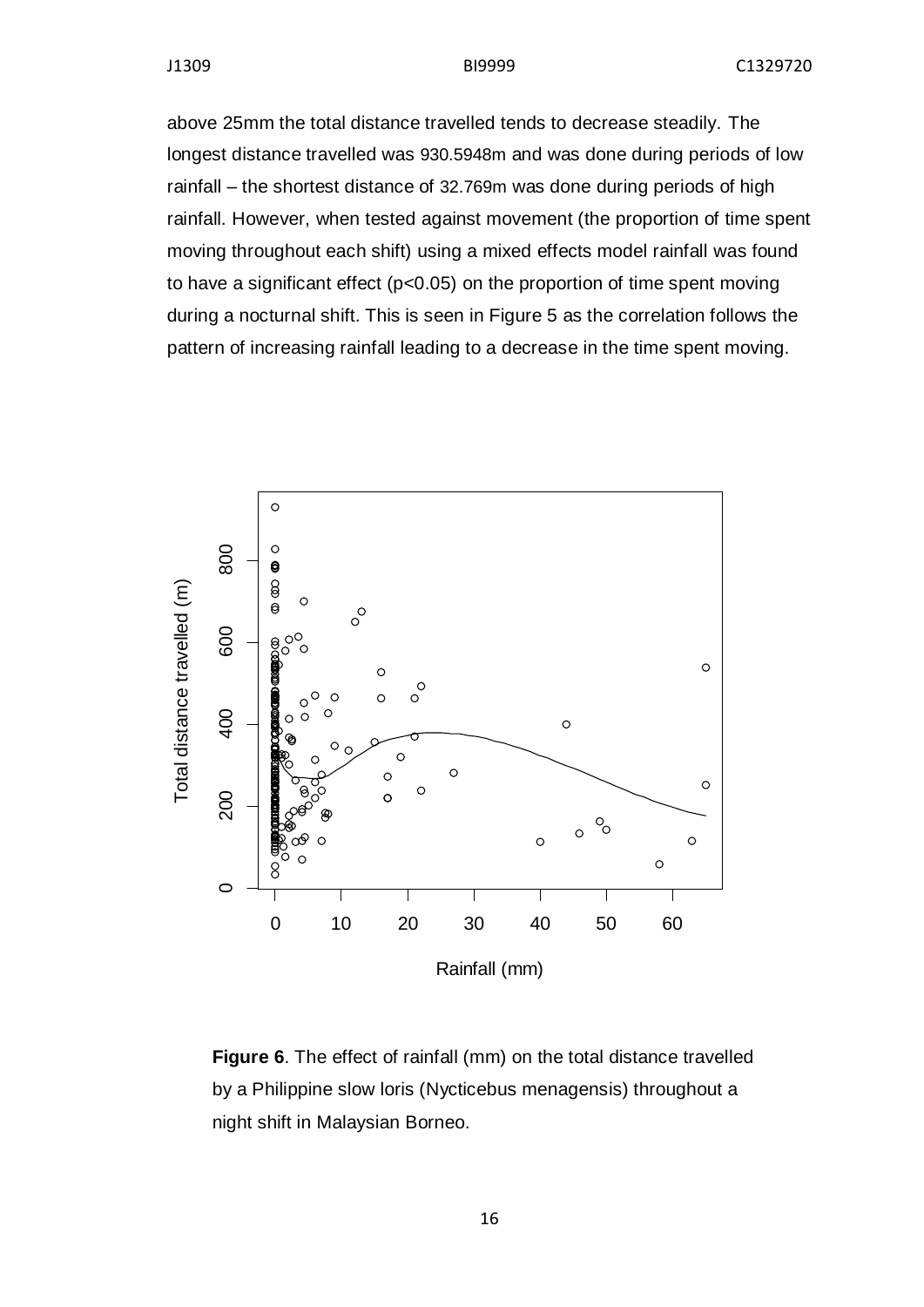above 25mm the total distance travelled tends to decrease steadily. The longest distance travelled was 930.5948m and was done during periods of low rainfall – the shortest distance of 32.769m was done during periods of high rainfall. However, when tested against movement (the proportion of time spent moving throughout each shift) using a mixed effects model rainfall was found to have a significant effect ($p<0.05$) on the proportion of time spent moving during a nocturnal shift. This is seen in Figure 5 as the correlation follows the pattern of increasing rainfall leading to a decrease in the time spent moving.

**Figure 6**. The effect of rainfall (mm) on the total distance travelled by a Philippine slow loris (Nycticebus menagensis) throughout a night shift in Malaysian Borneo.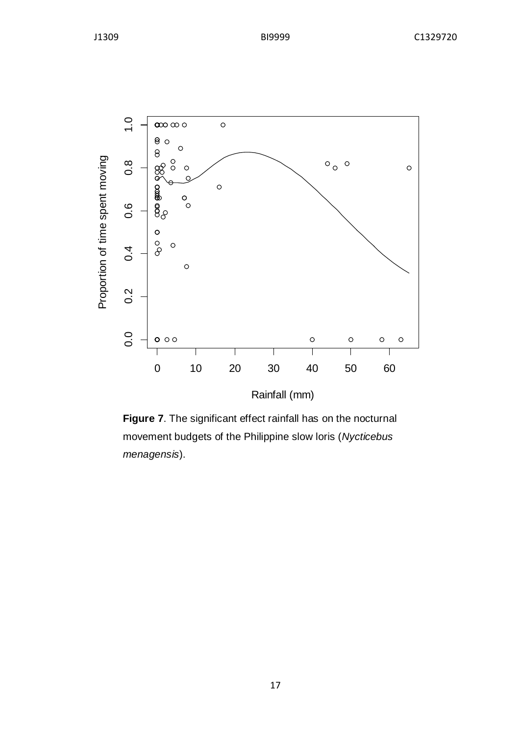**Figure 7**. The significant effect rainfall has on the nocturnal movement budgets of the Philippine slow loris (*Nycticebus menagensis*).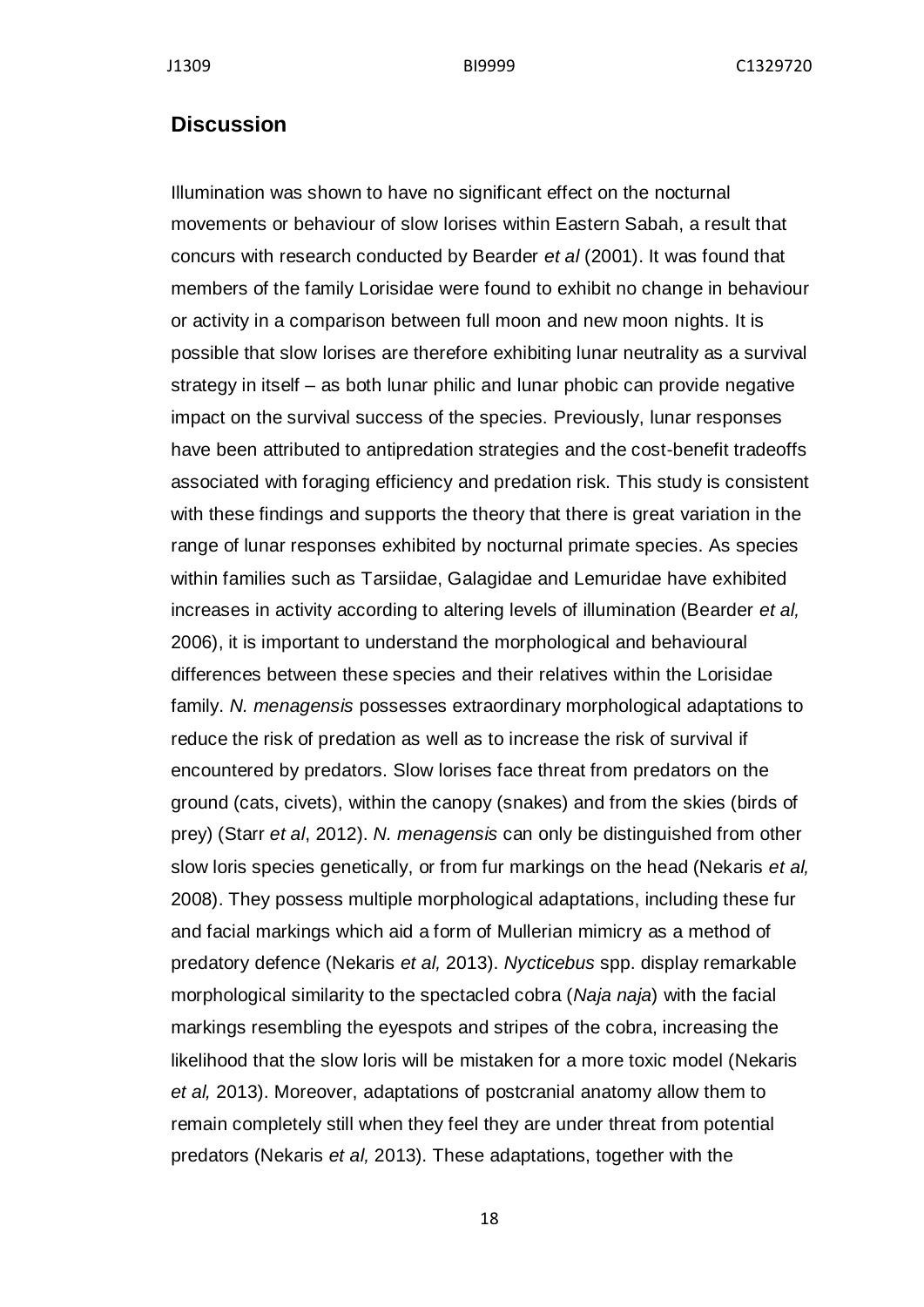## Discussion

Illumination was shown to have no significant effect on the nocturnal movements or behaviour of slow lorises within Eastern Sabah, a result that concurs with research conducted by Bearder *et al* (2001). It was found that members of the family Lorisidae were found to exhibit no change in behaviour or activity in a comparison between full moon and new moon nights. It is possible that slow lorises are therefore exhibiting lunar neutrality as a survival strategy in itself – as both lunar philic and lunar phobic can provide negative impact on the survival success of the species. Previously, lunar responses have been attributed to antipredation strategies and the cost-benefit tradeoffs associated with foraging efficiency and predation risk. This study is consistent with these findings and supports the theory that there is great variation in the range of lunar responses exhibited by nocturnal primate species. As species within families such as Tarsiidae, Galagidae and Lemuridae have exhibited increases in activity according to altering levels of illumination (Bearder *et al,* 2006), it is important to understand the morphological and behavioural differences between these species and their relatives within the Lorisidae family. *N. menagensis* possesses extraordinary morphological adaptations to reduce the risk of predation as well as to increase the risk of survival if encountered by predators. Slow lorises face threat from predators on the ground (cats, civets), within the canopy (snakes) and from the skies (birds of prey) (Starr *et al*, 2012). *N. menagensis* can only be distinguished from other slow loris species genetically, or from fur markings on the head (Nekaris *et al,* 2008). They possess multiple morphological adaptations, including these fur and facial markings which aid a form of Mullerian mimicry as a method of predatory defence (Nekaris *et al,* 2013). *Nycticebus* spp. display remarkable morphological similarity to the spectacled cobra (*Naja naja*) with the facial markings resembling the eyespots and stripes of the cobra, increasing the likelihood that the slow loris will be mistaken for a more toxic model (Nekaris *et al,* 2013). Moreover, adaptations of postcranial anatomy allow them to remain completely still when they feel they are under threat from potential predators (Nekaris *et al,* 2013). These adaptations, together with the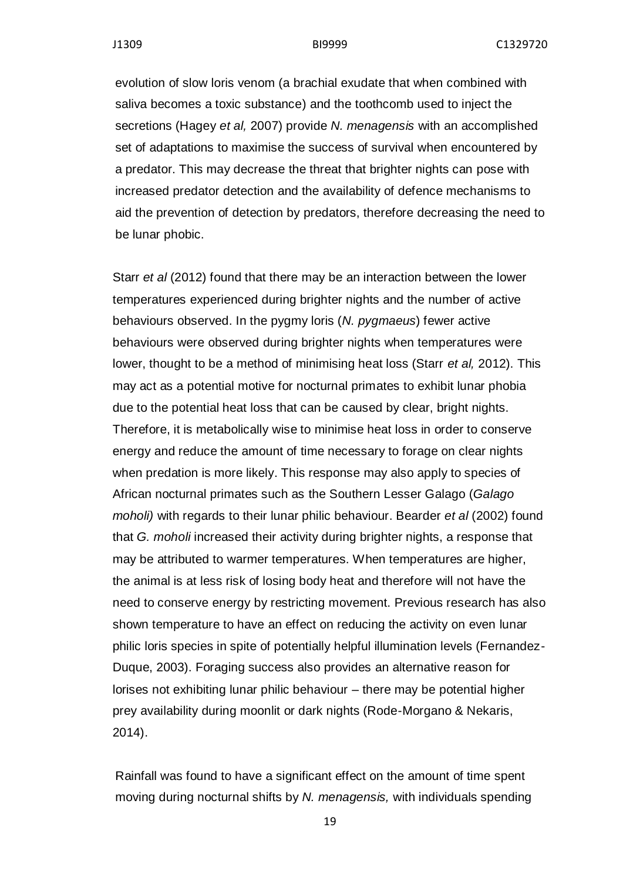evolution of slow loris venom (a brachial exudate that when combined with saliva becomes a toxic substance) and the toothcomb used to inject the secretions (Hagey *et al,* 2007) provide *N. menagensis* with an accomplished set of adaptations to maximise the success of survival when encountered by a predator. This may decrease the threat that brighter nights can pose with increased predator detection and the availability of defence mechanisms to aid the prevention of detection by predators, therefore decreasing the need to be lunar phobic.

Starr *et al* (2012) found that there may be an interaction between the lower temperatures experienced during brighter nights and the number of active behaviours observed. In the pygmy loris (*N. pygmaeus*) fewer active behaviours were observed during brighter nights when temperatures were lower, thought to be a method of minimising heat loss (Starr *et al,* 2012). This may act as a potential motive for nocturnal primates to exhibit lunar phobia due to the potential heat loss that can be caused by clear, bright nights. Therefore, it is metabolically wise to minimise heat loss in order to conserve energy and reduce the amount of time necessary to forage on clear nights when predation is more likely. This response may also apply to species of African nocturnal primates such as the Southern Lesser Galago (*Galago moholi)* with regards to their lunar philic behaviour. Bearder *et al* (2002) found that *G. moholi* increased their activity during brighter nights, a response that may be attributed to warmer temperatures. When temperatures are higher, the animal is at less risk of losing body heat and therefore will not have the need to conserve energy by restricting movement. Previous research has also shown temperature to have an effect on reducing the activity on even lunar philic loris species in spite of potentially helpful illumination levels (Fernandez-Duque, 2003). Foraging success also provides an alternative reason for lorises not exhibiting lunar philic behaviour – there may be potential higher prey availability during moonlit or dark nights (Rode-Morgano & Nekaris, 2014).

Rainfall was found to have a significant effect on the amount of time spent moving during nocturnal shifts by *N. menagensis,* with individuals spending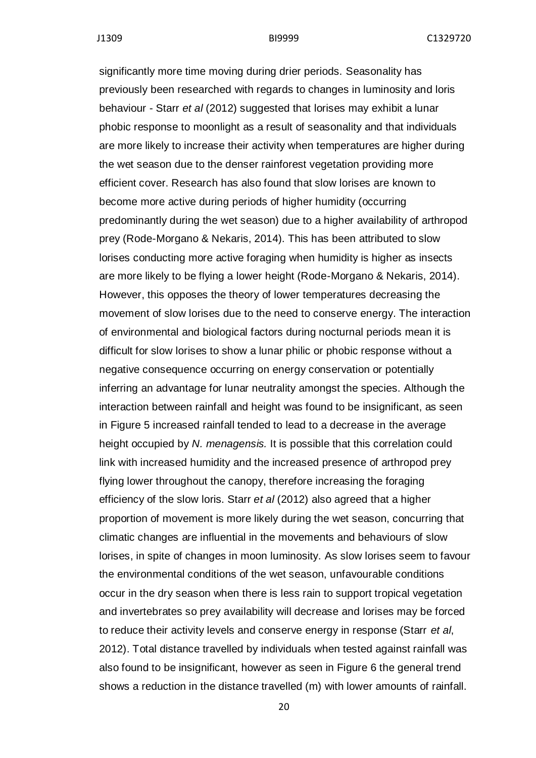significantly more time moving during drier periods. Seasonality has previously been researched with regards to changes in luminosity and loris behaviour - Starr *et al* (2012) suggested that lorises may exhibit a lunar phobic response to moonlight as a result of seasonality and that individuals are more likely to increase their activity when temperatures are higher during the wet season due to the denser rainforest vegetation providing more efficient cover. Research has also found that slow lorises are known to become more active during periods of higher humidity (occurring predominantly during the wet season) due to a higher availability of arthropod prey (Rode-Morgano & Nekaris, 2014). This has been attributed to slow lorises conducting more active foraging when humidity is higher as insects are more likely to be flying a lower height (Rode-Morgano & Nekaris, 2014). However, this opposes the theory of lower temperatures decreasing the movement of slow lorises due to the need to conserve energy. The interaction of environmental and biological factors during nocturnal periods mean it is difficult for slow lorises to show a lunar philic or phobic response without a negative consequence occurring on energy conservation or potentially inferring an advantage for lunar neutrality amongst the species. Although the interaction between rainfall and height was found to be insignificant, as seen in Figure 5 increased rainfall tended to lead to a decrease in the average height occupied by *N. menagensis.* It is possible that this correlation could link with increased humidity and the increased presence of arthropod prey flying lower throughout the canopy, therefore increasing the foraging efficiency of the slow loris. Starr *et al* (2012) also agreed that a higher proportion of movement is more likely during the wet season, concurring that climatic changes are influential in the movements and behaviours of slow lorises, in spite of changes in moon luminosity. As slow lorises seem to favour the environmental conditions of the wet season, unfavourable conditions occur in the dry season when there is less rain to support tropical vegetation and invertebrates so prey availability will decrease and lorises may be forced to reduce their activity levels and conserve energy in response (Starr *et al*, 2012). Total distance travelled by individuals when tested against rainfall was also found to be insignificant, however as seen in Figure 6 the general trend shows a reduction in the distance travelled (m) with lower amounts of rainfall.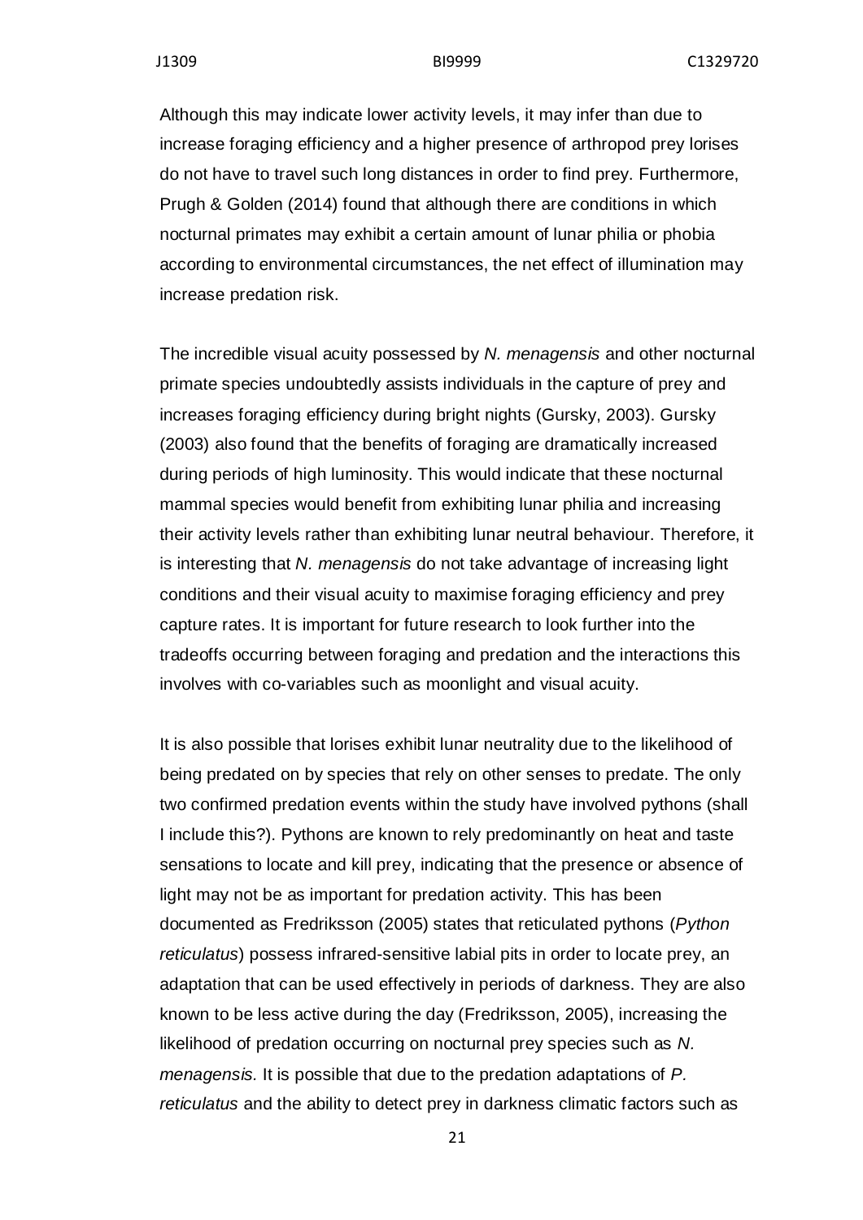Although this may indicate lower activity levels, it may infer than due to increase foraging efficiency and a higher presence of arthropod prey lorises do not have to travel such long distances in order to find prey. Furthermore, Prugh & Golden (2014) found that although there are conditions in which nocturnal primates may exhibit a certain amount of lunar philia or phobia according to environmental circumstances, the net effect of illumination may increase predation risk.

The incredible visual acuity possessed by *N. menagensis* and other nocturnal primate species undoubtedly assists individuals in the capture of prey and increases foraging efficiency during bright nights (Gursky, 2003). Gursky (2003) also found that the benefits of foraging are dramatically increased during periods of high luminosity. This would indicate that these nocturnal mammal species would benefit from exhibiting lunar philia and increasing their activity levels rather than exhibiting lunar neutral behaviour. Therefore, it is interesting that *N. menagensis* do not take advantage of increasing light conditions and their visual acuity to maximise foraging efficiency and prey capture rates. It is important for future research to look further into the tradeoffs occurring between foraging and predation and the interactions this involves with co-variables such as moonlight and visual acuity.

It is also possible that lorises exhibit lunar neutrality due to the likelihood of being predated on by species that rely on other senses to predate. The only two confirmed predation events within the study have involved pythons (shall I include this?). Pythons are known to rely predominantly on heat and taste sensations to locate and kill prey, indicating that the presence or absence of light may not be as important for predation activity. This has been documented as Fredriksson (2005) states that reticulated pythons (*Python reticulatus*) possess infrared-sensitive labial pits in order to locate prey, an adaptation that can be used effectively in periods of darkness. They are also known to be less active during the day (Fredriksson, 2005), increasing the likelihood of predation occurring on nocturnal prey species such as *N. menagensis.* It is possible that due to the predation adaptations of *P. reticulatus* and the ability to detect prey in darkness climatic factors such as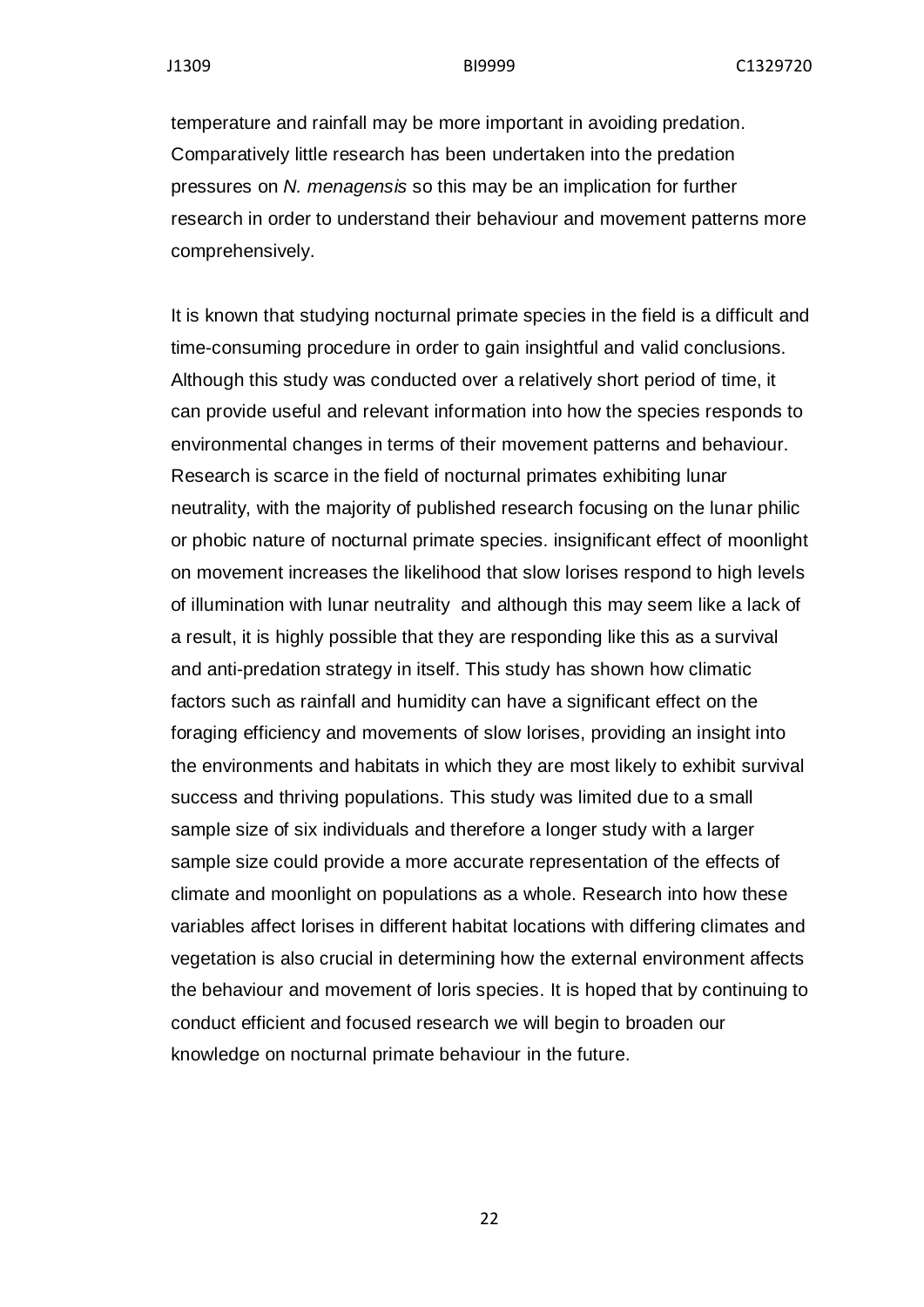temperature and rainfall may be more important in avoiding predation. Comparatively little research has been undertaken into the predation pressures on *N. menagensis* so this may be an implication for further research in order to understand their behaviour and movement patterns more comprehensively.

It is known that studying nocturnal primate species in the field is a difficult and time-consuming procedure in order to gain insightful and valid conclusions. Although this study was conducted over a relatively short period of time, it can provide useful and relevant information into how the species responds to environmental changes in terms of their movement patterns and behaviour. Research is scarce in the field of nocturnal primates exhibiting lunar neutrality, with the majority of published research focusing on the lunar philic or phobic nature of nocturnal primate species. insignificant effect of moonlight on movement increases the likelihood that slow lorises respond to high levels of illumination with lunar neutrality and although this may seem like a lack of a result, it is highly possible that they are responding like this as a survival and anti-predation strategy in itself. This study has shown how climatic factors such as rainfall and humidity can have a significant effect on the foraging efficiency and movements of slow lorises, providing an insight into the environments and habitats in which they are most likely to exhibit survival success and thriving populations. This study was limited due to a small sample size of six individuals and therefore a longer study with a larger sample size could provide a more accurate representation of the effects of climate and moonlight on populations as a whole. Research into how these variables affect lorises in different habitat locations with differing climates and vegetation is also crucial in determining how the external environment affects the behaviour and movement of loris species. It is hoped that by continuing to conduct efficient and focused research we will begin to broaden our knowledge on nocturnal primate behaviour in the future.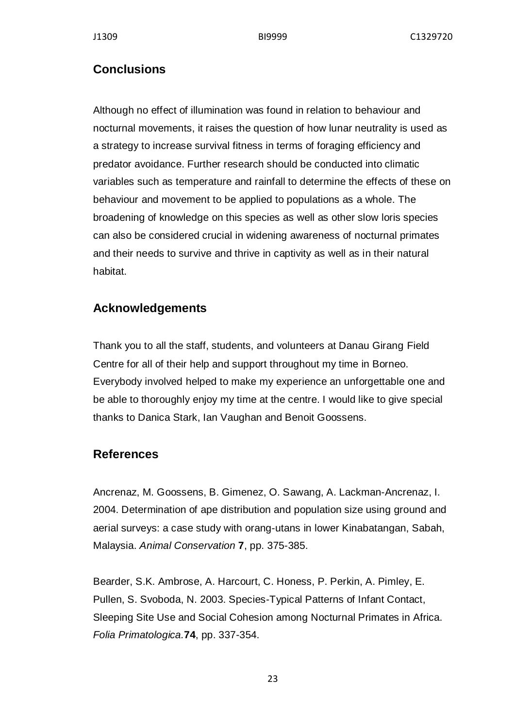## Conclusions

Although no effect of illumination was found in relation to behaviour and nocturnal movements, it raises the question of how lunar neutrality is used as a strategy to increase survival fitness in terms of foraging efficiency and predator avoidance. Further research should be conducted into climatic variables such as temperature and rainfall to determine the effects of these on behaviour and movement to be applied to populations as a whole. The broadening of knowledge on this species as well as other slow loris species can also be considered crucial in widening awareness of nocturnal primates and their needs to survive and thrive in captivity as well as in their natural habitat.

## Acknowledgements

Thank you to all the staff, students, and volunteers at Danau Girang Field Centre for all of their help and support throughout my time in Borneo. Everybody involved helped to make my experience an unforgettable one and be able to thoroughly enjoy my time at the centre. I would like to give special thanks to Danica Stark, Ian Vaughan and Benoit Goossens.

## References

Ancrenaz, M. Goossens, B. Gimenez, O. Sawang, A. Lackman-Ancrenaz, I. 2004. Determination of ape distribution and population size using ground and aerial surveys: a case study with orang-utans in lower Kinabatangan, Sabah, Malaysia. *Animal Conservation* **7**, pp. 375-385.

Bearder, S.K. Ambrose, A. Harcourt, C. Honess, P. Perkin, A. Pimley, E. Pullen, S. Svoboda, N. 2003. Species-Typical Patterns of Infant Contact, Sleeping Site Use and Social Cohesion among Nocturnal Primates in Africa. *Folia Primatologica*.**74**, pp. 337-354.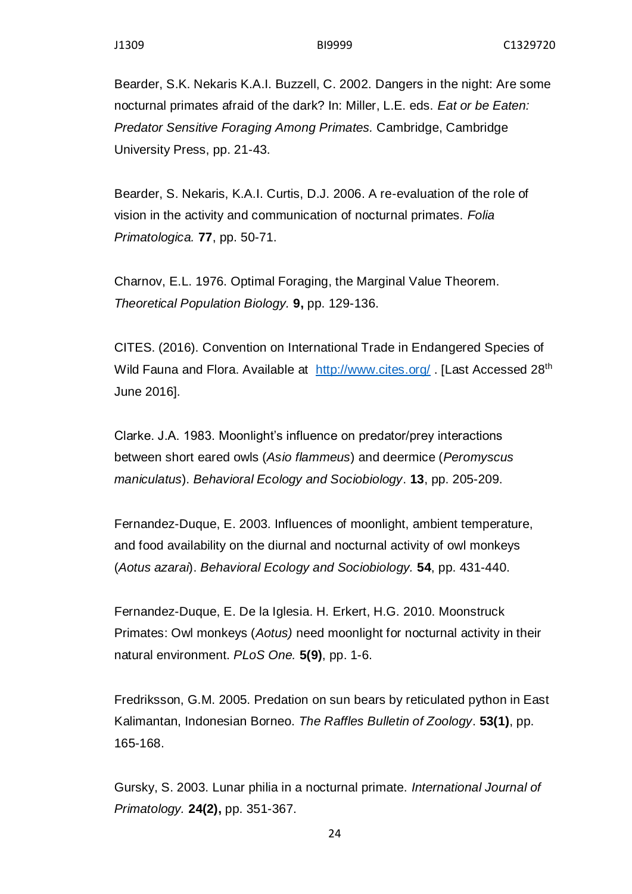Bearder, S.K. Nekaris K.A.I. Buzzell, C. 2002. Dangers in the night: Are some nocturnal primates afraid of the dark? In: Miller, L.E. eds. *Eat or be Eaten: Predator Sensitive Foraging Among Primates.* Cambridge, Cambridge University Press, pp. 21-43.

Bearder, S. Nekaris, K.A.I. Curtis, D.J. 2006. A re-evaluation of the role of vision in the activity and communication of nocturnal primates. *Folia Primatologica.* **77**, pp. 50-71.

Charnov, E.L. 1976. Optimal Foraging, the Marginal Value Theorem. *Theoretical Population Biology.* **9,** pp. 129-136.

CITES. (2016). Convention on International Trade in Endangered Species of Wild Fauna and Flora. Available at http://www.cites.org/ . [Last Accessed 28th June 2016].

Clarke. J.A. 1983. Moonlight's influence on predator/prey interactions between short eared owls (*Asio flammeus*) and deermice (*Peromyscus maniculatus*). *Behavioral Ecology and Sociobiology*. **13**, pp. 205-209.

Fernandez-Duque, E. 2003. Influences of moonlight, ambient temperature, and food availability on the diurnal and nocturnal activity of owl monkeys (*Aotus azarai*). *Behavioral Ecology and Sociobiology.* **54**, pp. 431-440.

Fernandez-Duque, E. De la Iglesia. H. Erkert, H.G. 2010. Moonstruck Primates: Owl monkeys (*Aotus)* need moonlight for nocturnal activity in their natural environment. *PLoS One.* **5(9)**, pp. 1-6.

Fredriksson, G.M. 2005. Predation on sun bears by reticulated python in East Kalimantan, Indonesian Borneo. *The Raffles Bulletin of Zoology*. **53(1)**, pp. 165-168.

Gursky, S. 2003. Lunar philia in a nocturnal primate. *International Journal of Primatology.* **24(2),** pp. 351-367.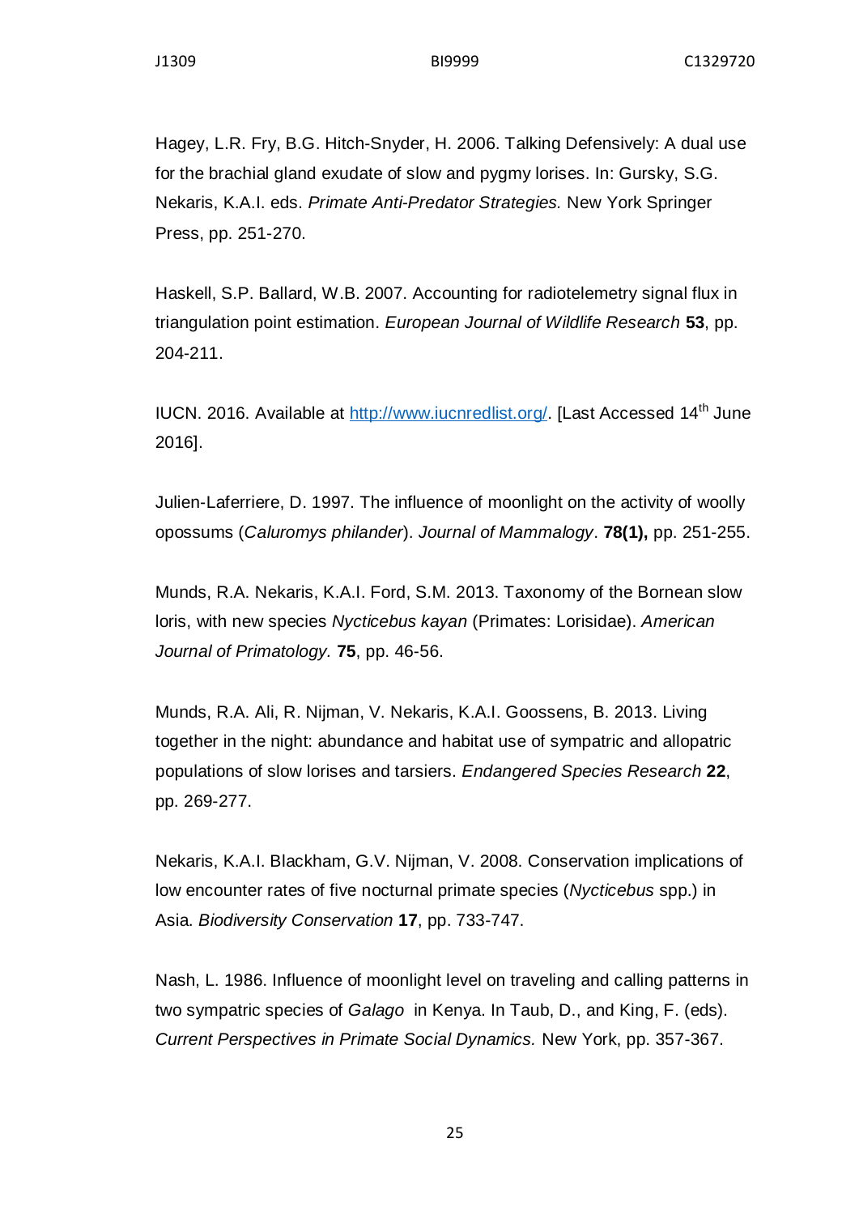Hagey, L.R. Fry, B.G. Hitch-Snyder, H. 2006. Talking Defensively: A dual use for the brachial gland exudate of slow and pygmy lorises. In: Gursky, S.G. Nekaris, K.A.I. eds. *Primate Anti-Predator Strategies.* New York Springer Press, pp. 251-270.

Haskell, S.P. Ballard, W.B. 2007. Accounting for radiotelemetry signal flux in triangulation point estimation. *European Journal of Wildlife Research* **53**, pp. 204-211.

IUCN. 2016. Available at http://www.iucnredlist.org/. [Last Accessed 14th June 2016].

Julien-Laferriere, D. 1997. The influence of moonlight on the activity of woolly opossums (*Caluromys philander*). *Journal of Mammalogy*. **78(1),** pp. 251-255.

Munds, R.A. Nekaris, K.A.I. Ford, S.M. 2013. Taxonomy of the Bornean slow loris, with new species *Nycticebus kayan* (Primates: Lorisidae). *American Journal of Primatology.* **75**, pp. 46-56.

Munds, R.A. Ali, R. Nijman, V. Nekaris, K.A.I. Goossens, B. 2013. Living together in the night: abundance and habitat use of sympatric and allopatric populations of slow lorises and tarsiers. *Endangered Species Research* **22**, pp. 269-277.

Nekaris, K.A.I. Blackham, G.V. Nijman, V. 2008. Conservation implications of low encounter rates of five nocturnal primate species (*Nycticebus* spp.) in Asia. *Biodiversity Conservation* **17**, pp. 733-747.

Nash, L. 1986. Influence of moonlight level on traveling and calling patterns in two sympatric species of *Galago* in Kenya. In Taub, D., and King, F. (eds). *Current Perspectives in Primate Social Dynamics.* New York, pp. 357-367.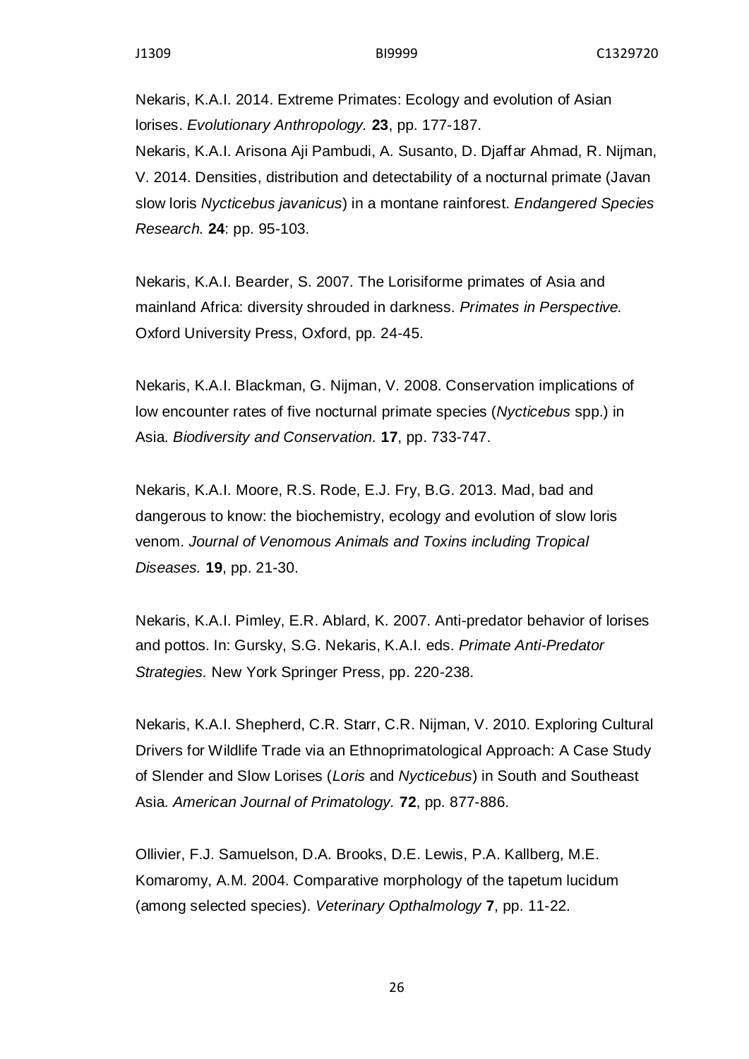Nekaris, K.A.I. 2014. Extreme Primates: Ecology and evolution of Asian lorises. *Evolutionary Anthropology.* **23**, pp. 177-187.

Nekaris, K.A.I. Arisona Aji Pambudi, A. Susanto, D. Djaffar Ahmad, R. Nijman, V. 2014. Densities, distribution and detectability of a nocturnal primate (Javan slow loris *Nycticebus javanicus*) in a montane rainforest. *Endangered Species Research.* **24**: pp. 95-103.

Nekaris, K.A.I. Bearder, S. 2007. The Lorisiforme primates of Asia and mainland Africa: diversity shrouded in darkness. *Primates in Perspective.* Oxford University Press, Oxford, pp. 24-45.

Nekaris, K.A.I. Blackman, G. Nijman, V. 2008. Conservation implications of low encounter rates of five nocturnal primate species (*Nycticebus* spp.) in Asia. *Biodiversity and Conservation.* **17**, pp. 733-747.

Nekaris, K.A.I. Moore, R.S. Rode, E.J. Fry, B.G. 2013. Mad, bad and dangerous to know: the biochemistry, ecology and evolution of slow loris venom. *Journal of Venomous Animals and Toxins including Tropical Diseases.* **19**, pp. 21-30.

Nekaris, K.A.I. Pimley, E.R. Ablard, K. 2007. Anti-predator behavior of lorises and pottos. In: Gursky, S.G. Nekaris, K.A.I. eds. *Primate Anti-Predator Strategies.* New York Springer Press, pp. 220-238.

Nekaris, K.A.I. Shepherd, C.R. Starr, C.R. Nijman, V. 2010. Exploring Cultural Drivers for Wildlife Trade via an Ethnoprimatological Approach: A Case Study of Slender and Slow Lorises (*Loris* and *Nycticebus*) in South and Southeast Asia. *American Journal of Primatology.* **72**, pp. 877-886.

Ollivier, F.J. Samuelson, D.A. Brooks, D.E. Lewis, P.A. Kallberg, M.E. Komaromy, A.M. 2004. Comparative morphology of the tapetum lucidum (among selected species). *Veterinary Opthalmology* **7**, pp. 11-22.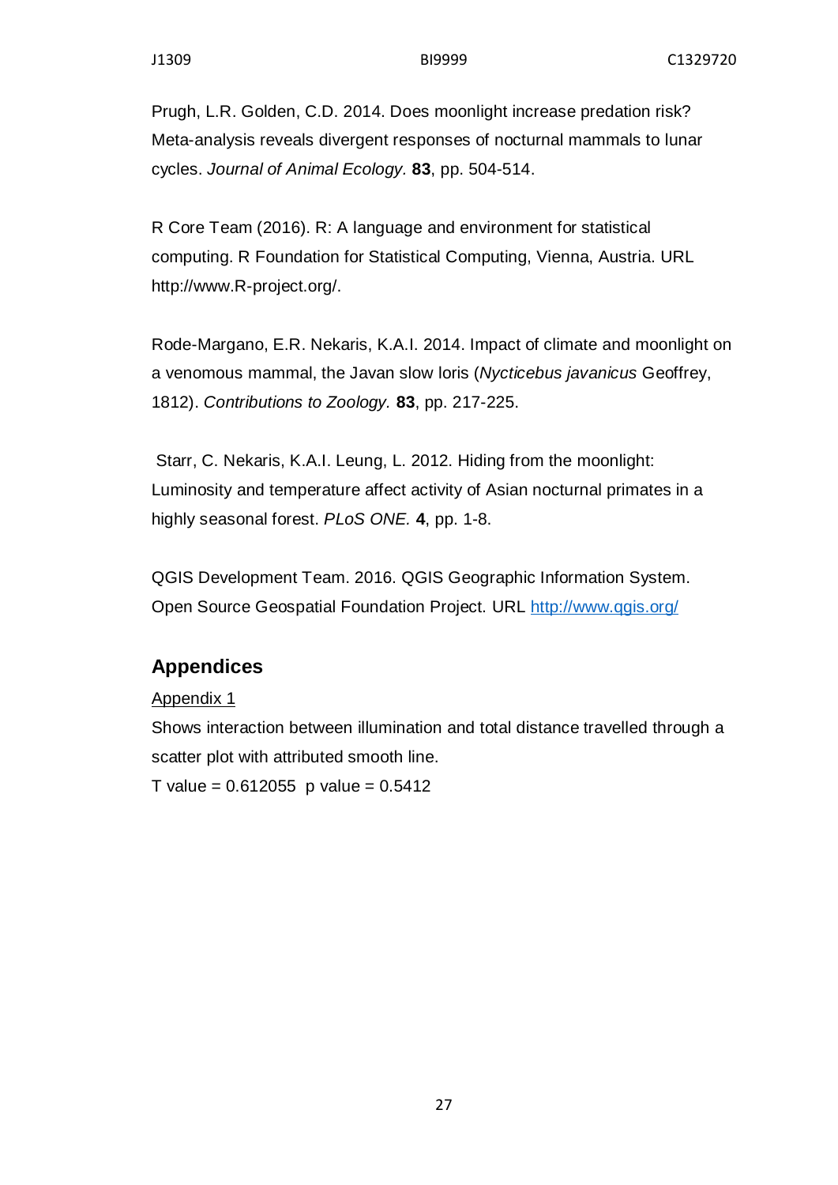Prugh, L.R. Golden, C.D. 2014. Does moonlight increase predation risk? Meta-analysis reveals divergent responses of nocturnal mammals to lunar cycles. *Journal of Animal Ecology.* **83**, pp. 504-514.

R Core Team (2016). R: A language and environment for statistical computing. R Foundation for Statistical Computing, Vienna, Austria. URL http://www.R-project.org/.

Rode-Margano, E.R. Nekaris, K.A.I. 2014. Impact of climate and moonlight on a venomous mammal, the Javan slow loris (*Nycticebus javanicus* Geoffrey, 1812). *Contributions to Zoology.* **83**, pp. 217-225.

Starr, C. Nekaris, K.A.I. Leung, L. 2012. Hiding from the moonlight: Luminosity and temperature affect activity of Asian nocturnal primates in a highly seasonal forest. *PLoS ONE.* **4**, pp. 1-8.

QGIS Development Team. 2016. QGIS Geographic Information System. Open Source Geospatial Foundation Project. URL http://www.qgis.org/

## Appendices

Appendix 1

Shows interaction between illumination and total distance travelled through a scatter plot with attributed smooth line.

T value = 0.612055  p value = 0.5412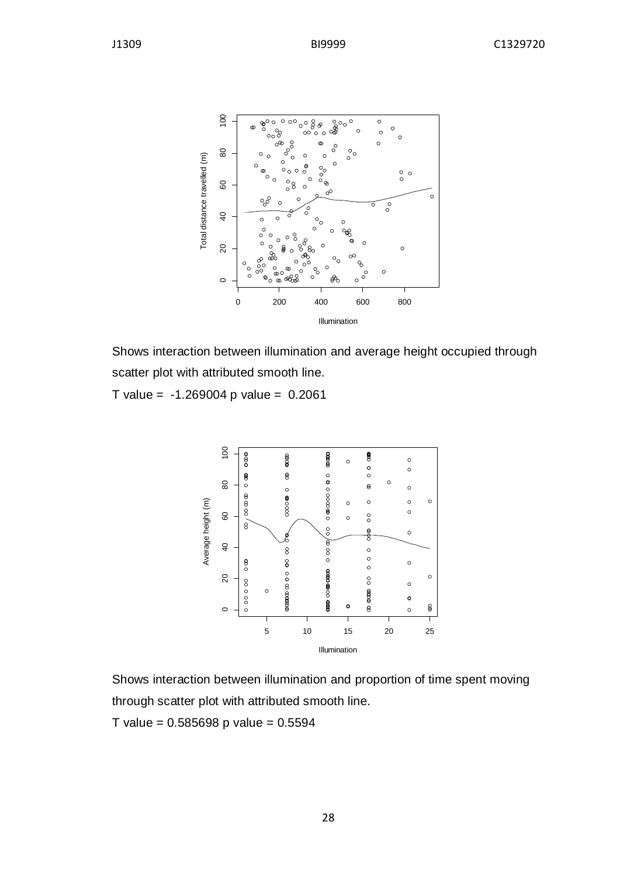Shows interaction between illumination and average height occupied through scatter plot with attributed smooth line.

T value = -1.269004 p value = 0.2061

Shows interaction between illumination and proportion of time spent moving through scatter plot with attributed smooth line.

T value = 0.585698 p value = 0.5594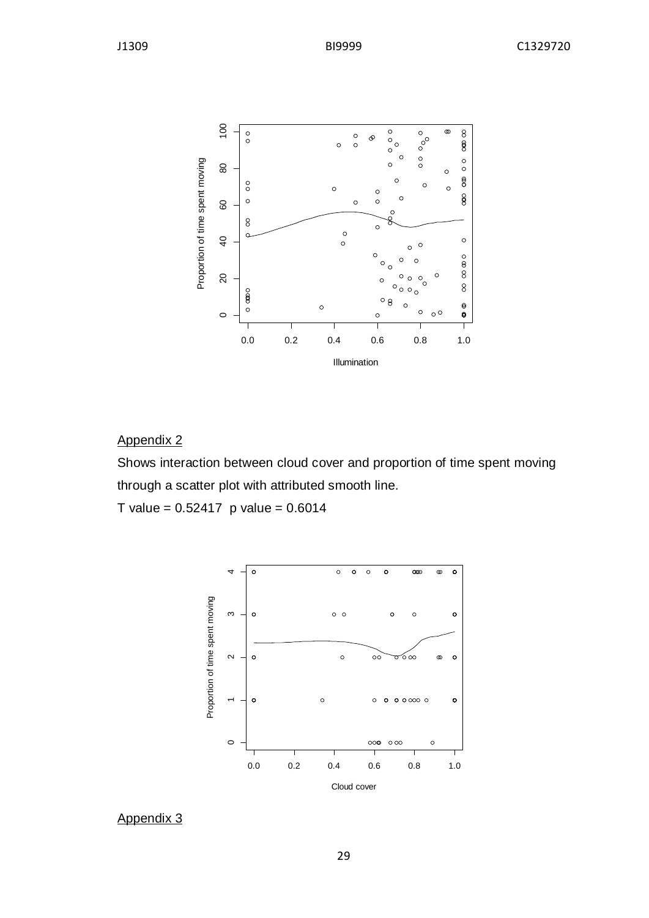## Appendix 2

Shows interaction between cloud cover and proportion of time spent moving through a scatter plot with attributed smooth line.

T value = 0.52417 p value = 0.6014

## Appendix 3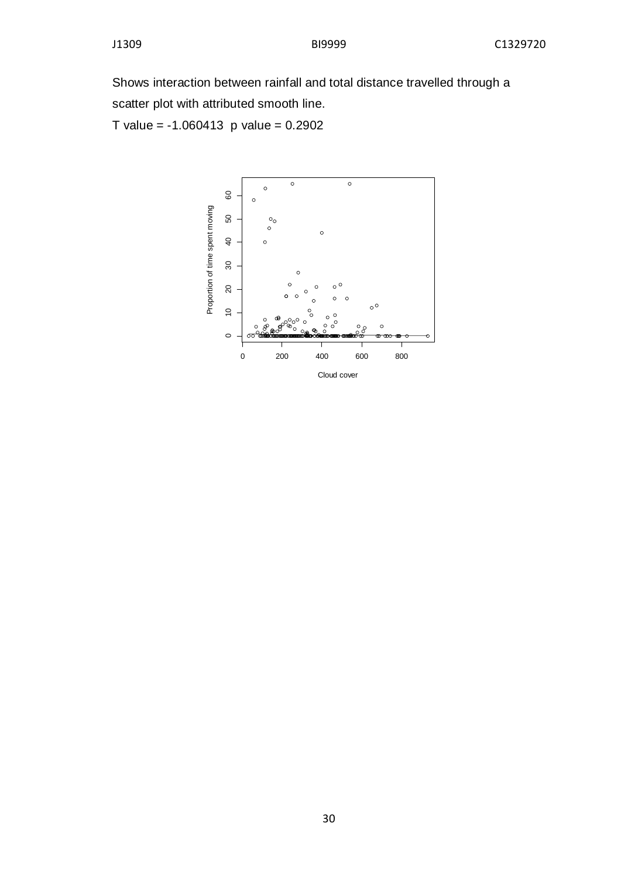Shows interaction between rainfall and total distance travelled through a scatter plot with attributed smooth line.

T value = -1.060413  p value = 0.2902

Proportion of time spent moving

0
10
20
30
40
50
60

0
200
400
600
800

Cloud cover